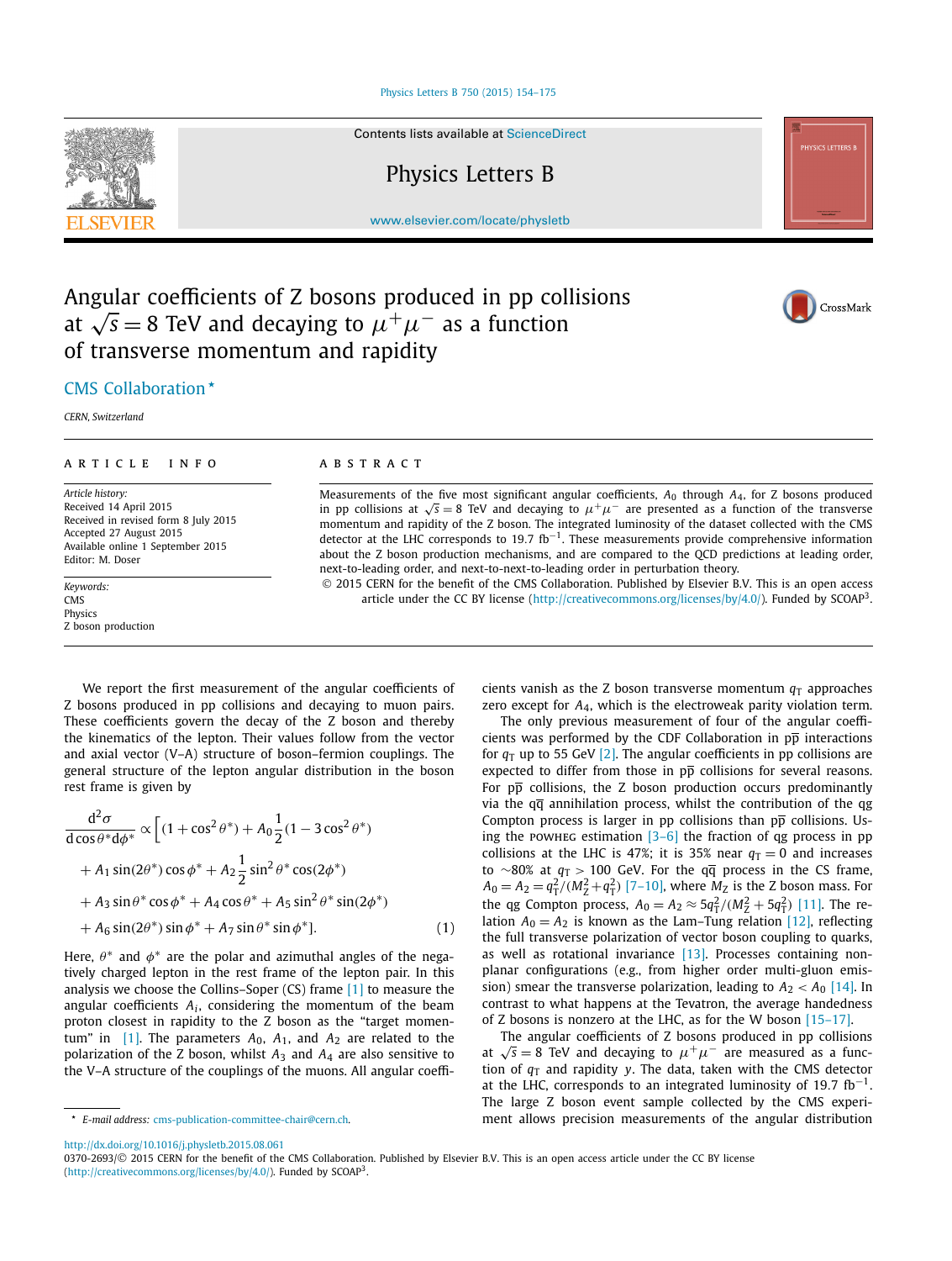# Angular coefficients of Z bosons produced in pp collisions at $\sqrt{s} = 8$ TeV and decaying to $\mu^+\mu^-$ as a function of transverse momentum and rapidity

CMS Collaboration *

*CERN, Switzerland*

## ARTICLE INFO

*Article history:*
Received 14 April 2015
Received in revised form 8 July 2015
Accepted 27 August 2015
Available online 1 September 2015
Editor: M. Doser

*Keywords:*
CMS
Physics
Z boson production

## ABSTRACT

Measurements of the five most significant angular coefficients, $A_0$ through $A_4$, for Z bosons produced in pp collisions at $\sqrt{s} = 8$ TeV and decaying to $\mu^+\mu^-$ are presented as a function of the transverse momentum and rapidity of the Z boson. The integrated luminosity of the dataset collected with the CMS detector at the LHC corresponds to 19.7 fb$^{-1}$. These measurements provide comprehensive information about the Z boson production mechanisms, and are compared to the QCD predictions at leading order, next-to-leading order, and next-to-next-to-leading order in perturbation theory.

© 2015 CERN for the benefit of the CMS Collaboration. Published by Elsevier B.V. This is an open access article under the CC BY license (http://creativecommons.org/licenses/by/4.0/). Funded by SCOAP[3].

We report the first measurement of the angular coefficients of Z bosons produced in pp collisions and decaying to muon pairs. These coefficients govern the decay of the Z boson and thereby the kinematics of the lepton. Their values follow from the vector and axial vector (V–A) structure of boson–fermion couplings. The general structure of the lepton angular distribution in the boson rest frame is given by

$$
\begin{aligned}
\frac{\mathrm{d}^2\sigma}{\mathrm{d}\cos\theta^*\mathrm{d}\phi^*} \propto \Big[ & (1+\cos^2\theta^*) + A_0\frac{1}{2}(1-3\cos^2\theta^*) \\
& + A_1\sin(2\theta^*)\cos\phi^* + A_2\frac{1}{2}\sin^2\theta^*\cos(2\phi^*) \\
& + A_3\sin\theta^*\cos\phi^* + A_4\cos\theta^* + A_5\sin^2\theta^*\sin(2\phi^*) \\
& + A_6\sin(2\theta^*)\sin\phi^* + A_7\sin\theta^*\sin\phi^*\Big]. \qquad (1)
\end{aligned}
$$

Here, $\theta^*$ and $\phi^*$ are the polar and azimuthal angles of the negatively charged lepton in the rest frame of the lepton pair. In this analysis we choose the Collins–Soper (CS) frame [1] to measure the angular coefficients $A_i$, considering the momentum of the beam proton closest in rapidity to the Z boson as the "target momentum" in [1]. The parameters $A_0$, $A_1$, and $A_2$ are related to the polarization of the Z boson, whilst $A_3$ and $A_4$ are also sensitive to the V–A structure of the couplings of the muons. All angular coefficients vanish as the Z boson transverse momentum $q_\mathrm{T}$ approaches zero except for $A_4$, which is the electroweak parity violation term.

The only previous measurement of four of the angular coefficients was performed by the CDF Collaboration in $\mathrm{p\bar{p}}$ interactions for $q_\mathrm{T}$ up to 55 GeV [2]. The angular coefficients in pp collisions are expected to differ from those in $\mathrm{p\bar{p}}$ collisions for several reasons. For $\mathrm{p\bar{p}}$ collisions, the Z boson production occurs predominantly via the $\mathrm{q\bar{q}}$ annihilation process, whilst the contribution of the qg Compton process is larger in pp collisions than $\mathrm{p\bar{p}}$ collisions. Using the POWHEG estimation [3–6] the fraction of qg process in pp collisions at the LHC is 47%; it is 35% near $q_\mathrm{T} = 0$ and increases to ∼80% at $q_\mathrm{T} > 100$ GeV. For the $\mathrm{q\bar{q}}$ process in the CS frame, $A_0 = A_2 = q_\mathrm{T}^2/(M_\mathrm{Z}^2 + q_\mathrm{T}^2)$ [7–10], where $M_\mathrm{Z}$ is the Z boson mass. For the qg Compton process, $A_0 = A_2 \approx 5q_\mathrm{T}^2/(M_\mathrm{Z}^2 + 5q_\mathrm{T}^2)$ [11]. The relation $A_0 = A_2$ is known as the Lam–Tung relation [12], reflecting the full transverse polarization of vector boson coupling to quarks, as well as rotational invariance [13]. Processes containing non-planar configurations (e.g., from higher order multi-gluon emission) smear the transverse polarization, leading to $A_2 < A_0$ [14]. In contrast to what happens at the Tevatron, the average handedness of Z bosons is nonzero at the LHC, as for the W boson [15–17].

The angular coefficients of Z bosons produced in pp collisions at $\sqrt{s} = 8$ TeV and decaying to $\mu^+\mu^-$ are measured as a function of $q_\mathrm{T}$ and rapidity $y$. The data, taken with the CMS detector at the LHC, corresponds to an integrated luminosity of 19.7 fb$^{-1}$. The large Z boson event sample collected by the CMS experiment allows precision measurements of the angular distribution

\* *E-mail address:* cms-publication-committee-chair@cern.ch.

http://dx.doi.org/10.1016/j.physletb.2015.08.061
0370-2693/© 2015 CERN for the benefit of the CMS Collaboration. Published by Elsevier B.V. This is an open access article under the CC BY license (http://creativecommons.org/licenses/by/4.0/). Funded by SCOAP[3].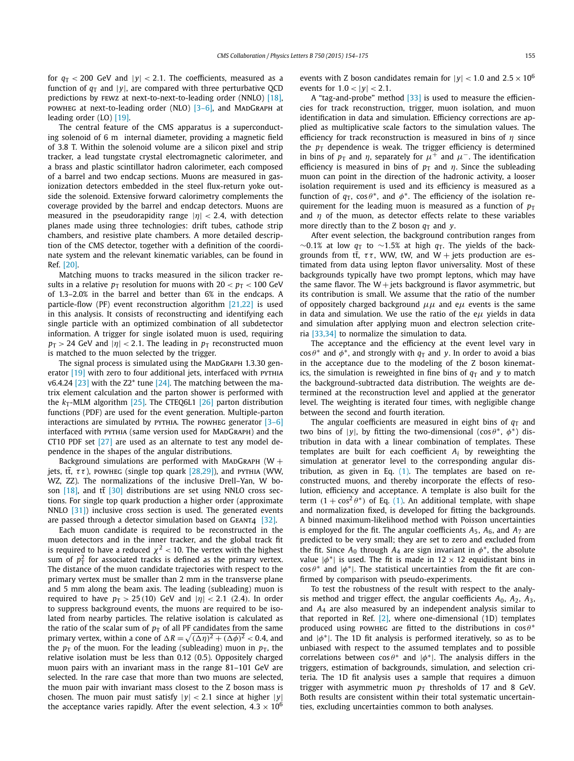for $q_T < 200$ GeV and $|y| < 2.1$. The coefficients, measured as a function of $q_T$ and $|y|$, are compared with three perturbative QCD predictions by FEWZ at next-to-next-to-leading order (NNLO) [18], POWHEG at next-to-leading order (NLO) [3–6], and MADGRAPH at leading order (LO) [19].

The central feature of the CMS apparatus is a superconducting solenoid of 6 m internal diameter, providing a magnetic field of 3.8 T. Within the solenoid volume are a silicon pixel and strip tracker, a lead tungstate crystal electromagnetic calorimeter, and a brass and plastic scintillator hadron calorimeter, each composed of a barrel and two endcap sections. Muons are measured in gas-ionization detectors embedded in the steel flux-return yoke outside the solenoid. Extensive forward calorimetry complements the coverage provided by the barrel and endcap detectors. Muons are measured in the pseudorapidity range $|\eta| < 2.4$, with detection planes made using three technologies: drift tubes, cathode strip chambers, and resistive plate chambers. A more detailed description of the CMS detector, together with a definition of the coordinate system and the relevant kinematic variables, can be found in Ref. [20].

Matching muons to tracks measured in the silicon tracker results in a relative $p_T$ resolution for muons with $20 < p_T < 100$ GeV of 1.3–2.0% in the barrel and better than 6% in the endcaps. A particle-flow (PF) event reconstruction algorithm [21,22] is used in this analysis. It consists of reconstructing and identifying each single particle with an optimized combination of all subdetector information. A trigger for single isolated muon is used, requiring $p_T > 24$ GeV and $|\eta| < 2.1$. The leading in $p_T$ reconstructed muon is matched to the muon selected by the trigger.

The signal process is simulated using the MADGRAPH 1.3.30 generator [19] with zero to four additional jets, interfaced with PYTHIA v6.4.24 [23] with the Z2* tune [24]. The matching between the matrix element calculation and the parton shower is performed with the $k_T$-MLM algorithm [25]. The CTEQ6L1 [26] parton distribution functions (PDF) are used for the event generation. Multiple-parton interactions are simulated by PYTHIA. The POWHEG generator [3–6] interfaced with PYTHIA (same version used for MADGRAPH) and the CT10 PDF set [27] are used as an alternate to test any model dependence in the shapes of the angular distributions.

Background simulations are performed with MADGRAPH (W + jets, $t\bar{t}$, $\tau\tau$), POWHEG (single top quark [28,29]), and PYTHIA (WW, WZ, ZZ). The normalizations of the inclusive Drell–Yan, W boson [18], and $t\bar{t}$ [30] distributions are set using NNLO cross sections. For single top quark production a higher order (approximate NNLO [31]) inclusive cross section is used. The generated events are passed through a detector simulation based on GEANT4 [32].

Each muon candidate is required to be reconstructed in the muon detectors and in the inner tracker, and the global track fit is required to have a reduced $\chi^2 < 10$. The vertex with the highest sum of $p_T^2$ for associated tracks is defined as the primary vertex. The distance of the muon candidate trajectories with respect to the primary vertex must be smaller than 2 mm in the transverse plane and 5 mm along the beam axis. The leading (subleading) muon is required to have $p_T > 25\,(10)$ GeV and $|\eta| < 2.1$ (2.4). In order to suppress background events, the muons are required to be isolated from nearby particles. The relative isolation is calculated as the ratio of the scalar sum of $p_T$ of all PF candidates from the same primary vertex, within a cone of $\Delta R = \sqrt{(\Delta\eta)^2 + (\Delta\phi)^2} < 0.4$, and the $p_T$ of the muon. For the leading (subleading) muon in $p_T$, the relative isolation must be less than 0.12 (0.5). Oppositely charged muon pairs with an invariant mass in the range 81–101 GeV are selected. In the rare case that more than two muons are selected, the muon pair with invariant mass closest to the Z boson mass is chosen. The muon pair must satisfy $|y| < 2.1$ since at higher $|y|$ the acceptance varies rapidly. After the event selection, $4.3 \times 10^6$ events with Z boson candidates remain for $|y| < 1.0$ and $2.5 \times 10^6$ events for $1.0 < |y| < 2.1$.

A "tag-and-probe" method [33] is used to measure the efficiencies for track reconstruction, trigger, muon isolation, and muon identification in data and simulation. Efficiency corrections are applied as multiplicative scale factors to the simulation values. The efficiency for track reconstruction is measured in bins of $\eta$ since the $p_T$ dependence is weak. The trigger efficiency is determined in bins of $p_T$ and $\eta$, separately for $\mu^+$ and $\mu^-$. The identification efficiency is measured in bins of $p_T$ and $\eta$. Since the subleading muon can point in the direction of the hadronic activity, a looser isolation requirement is used and its efficiency is measured as a function of $q_T$, $\cos\theta^*$, and $\phi^*$. The efficiency of the isolation requirement for the leading muon is measured as a function of $p_T$ and $\eta$ of the muon, as detector effects relate to these variables more directly than to the Z boson $q_T$ and $y$.

After event selection, the background contribution ranges from ~0.1% at low $q_T$ to ~1.5% at high $q_T$. The yields of the backgrounds from $t\bar{t}$, $\tau\tau$, WW, tW, and W + jets production are estimated from data using lepton flavor universality. Most of these backgrounds typically have two prompt leptons, which may have the same flavor. The W + jets background is flavor asymmetric, but its contribution is small. We assume that the ratio of the number of oppositely charged background $\mu\mu$ and $e\mu$ events is the same in data and simulation. We use the ratio of the $e\mu$ yields in data and simulation after applying muon and electron selection criteria [33,34] to normalize the simulation to data.

The acceptance and the efficiency at the event level vary in $\cos\theta^*$ and $\phi^*$, and strongly with $q_T$ and $y$. In order to avoid a bias in the acceptance due to the modeling of the Z boson kinematics, the simulation is reweighted in fine bins of $q_T$ and $y$ to match the background-subtracted data distribution. The weights are determined at the reconstruction level and applied at the generator level. The weighting is iterated four times, with negligible change between the second and fourth iteration.

The angular coefficients are measured in eight bins of $q_T$ and two bins of $|y|$, by fitting the two-dimensional ($\cos\theta^*$, $\phi^*$) distribution in data with a linear combination of templates. These templates are built for each coefficient $A_i$ by reweighting the simulation at generator level to the corresponding angular distribution, as given in Eq. (1). The templates are based on reconstructed muons, and thereby incorporate the effects of resolution, efficiency and acceptance. A template is also built for the term $(1 + \cos^2\theta^*)$ of Eq. (1). An additional template, with shape and normalization fixed, is developed for fitting the backgrounds. A binned maximum-likelihood method with Poisson uncertainties is employed for the fit. The angular coefficients $A_5$, $A_6$, and $A_7$ are predicted to be very small; they are set to zero and excluded from the fit. Since $A_0$ through $A_4$ are sign invariant in $\phi^*$, the absolute value $|\phi^*|$ is used. The fit is made in $12 \times 12$ equidistant bins in $\cos\theta^*$ and $|\phi^*|$. The statistical uncertainties from the fit are confirmed by comparison with pseudo-experiments.

To test the robustness of the result with respect to the analysis method and trigger effect, the angular coefficients $A_0$, $A_2$, $A_3$, and $A_4$ are also measured by an independent analysis similar to that reported in Ref. [2], where one-dimensional (1D) templates produced using POWHEG are fitted to the distributions in $\cos\theta^*$ and $|\phi^*|$. The 1D fit analysis is performed iteratively, so as to be unbiased with respect to the assumed templates and to possible correlations between $\cos\theta^*$ and $|\phi^*|$. The analysis differs in the triggers, estimation of backgrounds, simulation, and selection criteria. The 1D fit analysis uses a sample that requires a dimuon trigger with asymmetric muon $p_T$ thresholds of 17 and 8 GeV. Both results are consistent within their total systematic uncertainties, excluding uncertainties common to both analyses.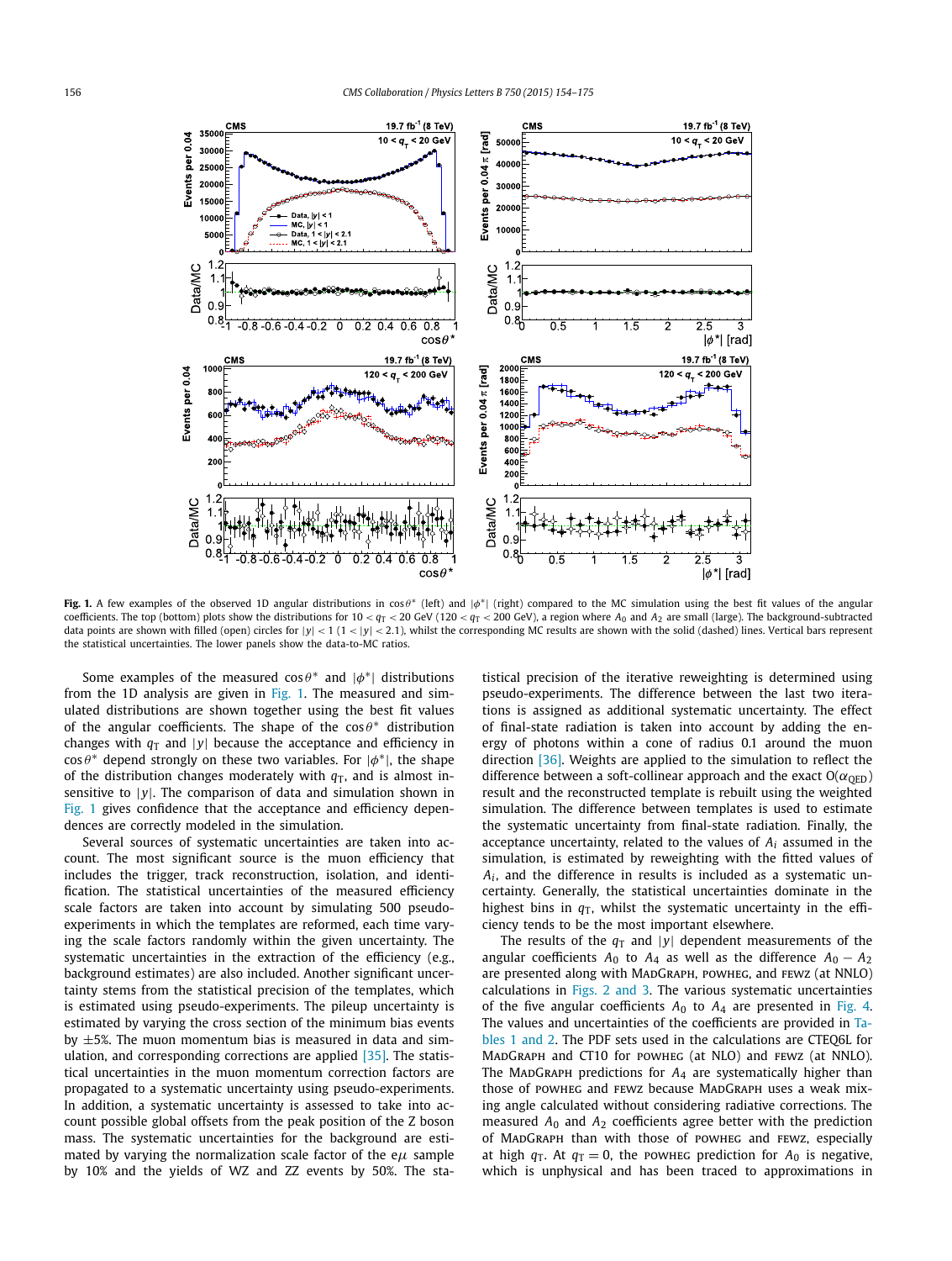**Fig. 1.** A few examples of the observed 1D angular distributions in $\cos\theta^*$ (left) and $|\phi^*|$ (right) compared to the MC simulation using the best fit values of the angular coefficients. The top (bottom) plots show the distributions for $10 < q_T < 20$ GeV ($120 < q_T < 200$ GeV), a region where $A_0$ and $A_2$ are small (large). The background-subtracted data points are shown with filled (open) circles for $|y| < 1$ ($1 < |y| < 2.1$), whilst the corresponding MC results are shown with the solid (dashed) lines. Vertical bars represent the statistical uncertainties. The lower panels show the data-to-MC ratios.

Some examples of the measured $\cos\theta^*$ and $|\phi^*|$ distributions from the 1D analysis are given in Fig. 1. The measured and simulated distributions are shown together using the best fit values of the angular coefficients. The shape of the $\cos\theta^*$ distribution changes with $q_T$ and $|y|$ because the acceptance and efficiency in $\cos\theta^*$ depend strongly on these two variables. For $|\phi^*|$, the shape of the distribution changes moderately with $q_T$, and is almost insensitive to $|y|$. The comparison of data and simulation shown in Fig. 1 gives confidence that the acceptance and efficiency dependences are correctly modeled in the simulation.

Several sources of systematic uncertainties are taken into account. The most significant source is the muon efficiency that includes the trigger, track reconstruction, isolation, and identification. The statistical uncertainties of the measured efficiency scale factors are taken into account by simulating 500 pseudo-experiments in which the templates are reformed, each time varying the scale factors randomly within the given uncertainty. The systematic uncertainties in the extraction of the efficiency (e.g., background estimates) are also included. Another significant uncertainty stems from the statistical precision of the templates, which is estimated using pseudo-experiments. The pileup uncertainty is estimated by varying the cross section of the minimum bias events by ±5%. The muon momentum bias is measured in data and simulation, and corresponding corrections are applied [35]. The statistical uncertainties in the muon momentum correction factors are propagated to a systematic uncertainty using pseudo-experiments. In addition, a systematic uncertainty is assessed to take into account possible global offsets from the peak position of the Z boson mass. The systematic uncertainties for the background are estimated by varying the normalization scale factor of the e$\mu$ sample by 10% and the yields of WZ and ZZ events by 50%. The statistical precision of the iterative reweighting is determined using pseudo-experiments. The difference between the last two iterations is assigned as additional systematic uncertainty. The effect of final-state radiation is taken into account by adding the energy of photons within a cone of radius 0.1 around the muon direction [36]. Weights are applied to the simulation to reflect the difference between a soft-collinear approach and the exact $O(\alpha_{QED})$ result and the reconstructed template is rebuilt using the weighted simulation. The difference between templates is used to estimate the systematic uncertainty from final-state radiation. Finally, the acceptance uncertainty, related to the values of $A_i$ assumed in the simulation, is estimated by reweighting with the fitted values of $A_i$, and the difference in results is included as a systematic uncertainty. Generally, the statistical uncertainties dominate in the highest bins in $q_T$, whilst the systematic uncertainty in the efficiency tends to be the most important elsewhere.

The results of the $q_T$ and $|y|$ dependent measurements of the angular coefficients $A_0$ to $A_4$ as well as the difference $A_0 - A_2$ are presented along with MadGraph, powheg, and fewz (at NNLO) calculations in Figs. 2 and 3. The various systematic uncertainties of the five angular coefficients $A_0$ to $A_4$ are presented in Fig. 4. The values and uncertainties of the coefficients are provided in Tables 1 and 2. The PDF sets used in the calculations are CTEQ6L for MadGraph and CT10 for powheg (at NLO) and fewz (at NNLO). The MadGraph predictions for $A_4$ are systematically higher than those of powheg and fewz because MadGraph uses a weak mixing angle calculated without considering radiative corrections. The measured $A_0$ and $A_2$ coefficients agree better with the prediction of MadGraph than with those of powheg and fewz, especially at high $q_T$. At $q_T = 0$, the powheg prediction for $A_0$ is negative, which is unphysical and has been traced to approximations in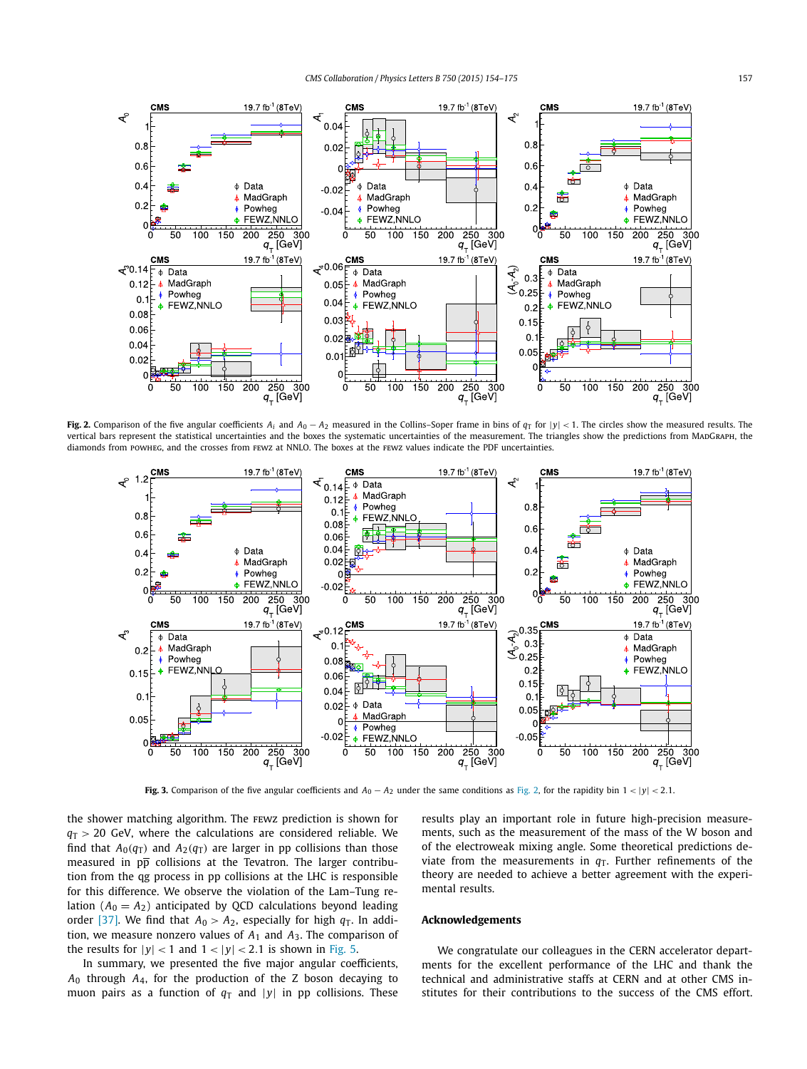**Fig. 2.** Comparison of the five angular coefficients $A_i$ and $A_0 - A_2$ measured in the Collins–Soper frame in bins of $q_T$ for $|y| < 1$. The circles show the measured results. The vertical bars represent the statistical uncertainties and the boxes the systematic uncertainties of the measurement. The triangles show the predictions from MadGraph, the diamonds from powheg, and the crosses from fewz at NNLO. The boxes at the fewz values indicate the PDF uncertainties.

**Fig. 3.** Comparison of the five angular coefficients and $A_0 - A_2$ under the same conditions as Fig. 2, for the rapidity bin $1 < |y| < 2.1$.

the shower matching algorithm. The fewz prediction is shown for $q_T > 20$ GeV, where the calculations are considered reliable. We find that $A_0(q_T)$ and $A_2(q_T)$ are larger in pp collisions than those measured in $p\bar{p}$ collisions at the Tevatron. The larger contribution from the qg process in pp collisions at the LHC is responsible for this difference. We observe the violation of the Lam–Tung relation ($A_0 = A_2$) anticipated by QCD calculations beyond leading order [37]. We find that $A_0 > A_2$, especially for high $q_T$. In addition, we measure nonzero values of $A_1$ and $A_3$. The comparison of the results for $|y| < 1$ and $1 < |y| < 2.1$ is shown in Fig. 5.

In summary, we presented the five major angular coefficients, $A_0$ through $A_4$, for the production of the Z boson decaying to muon pairs as a function of $q_T$ and $|y|$ in pp collisions. These results play an important role in future high-precision measurements, such as the measurement of the mass of the W boson and of the electroweak mixing angle. Some theoretical predictions deviate from the measurements in $q_T$. Further refinements of the theory are needed to achieve a better agreement with the experimental results.

## Acknowledgements

We congratulate our colleagues in the CERN accelerator departments for the excellent performance of the LHC and thank the technical and administrative staffs at CERN and at other CMS institutes for their contributions to the success of the CMS effort.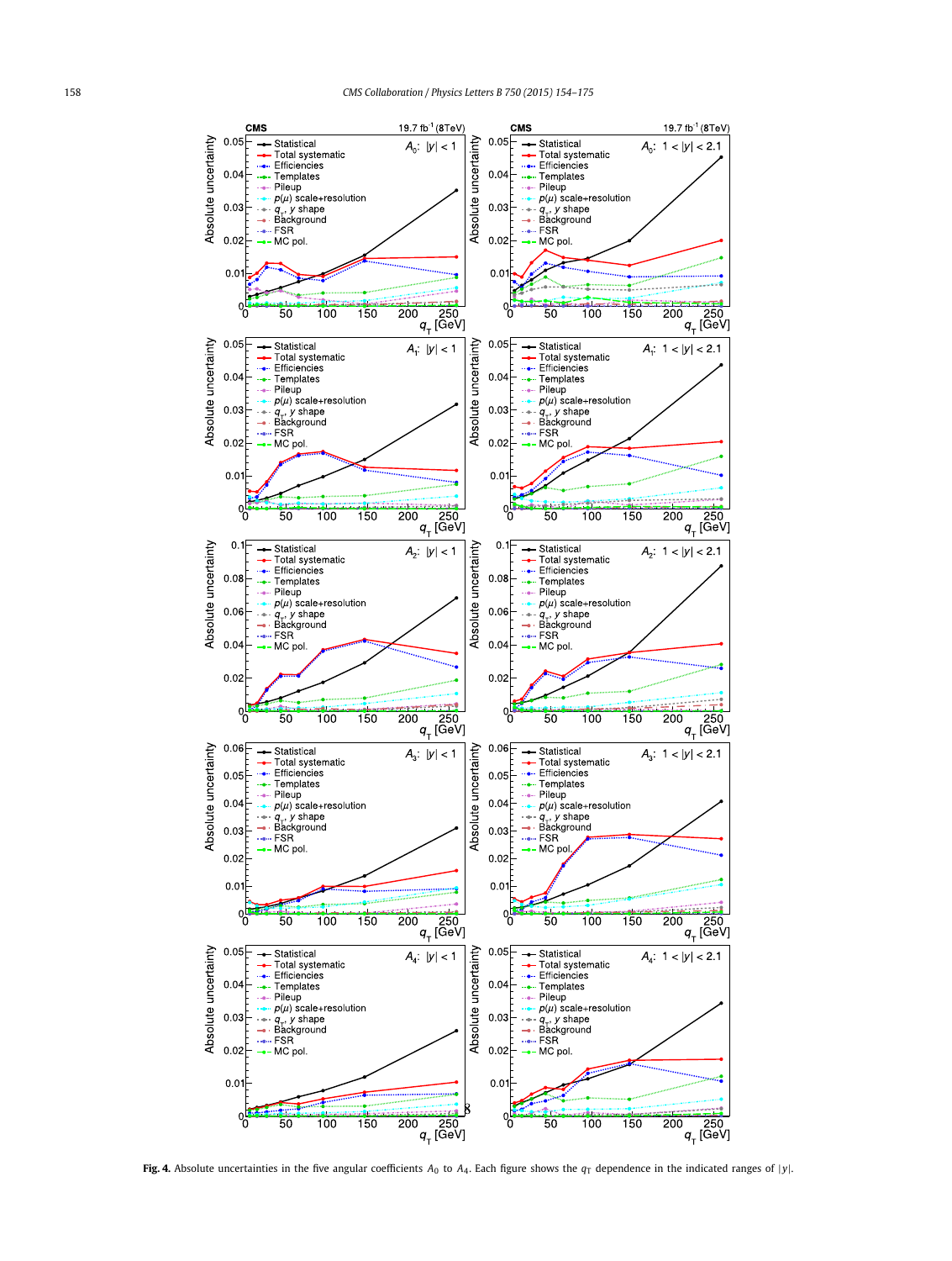**Fig. 4.** Absolute uncertainties in the five angular coefficients $A_0$ to $A_4$. Each figure shows the $q_T$ dependence in the indicated ranges of $|y|$.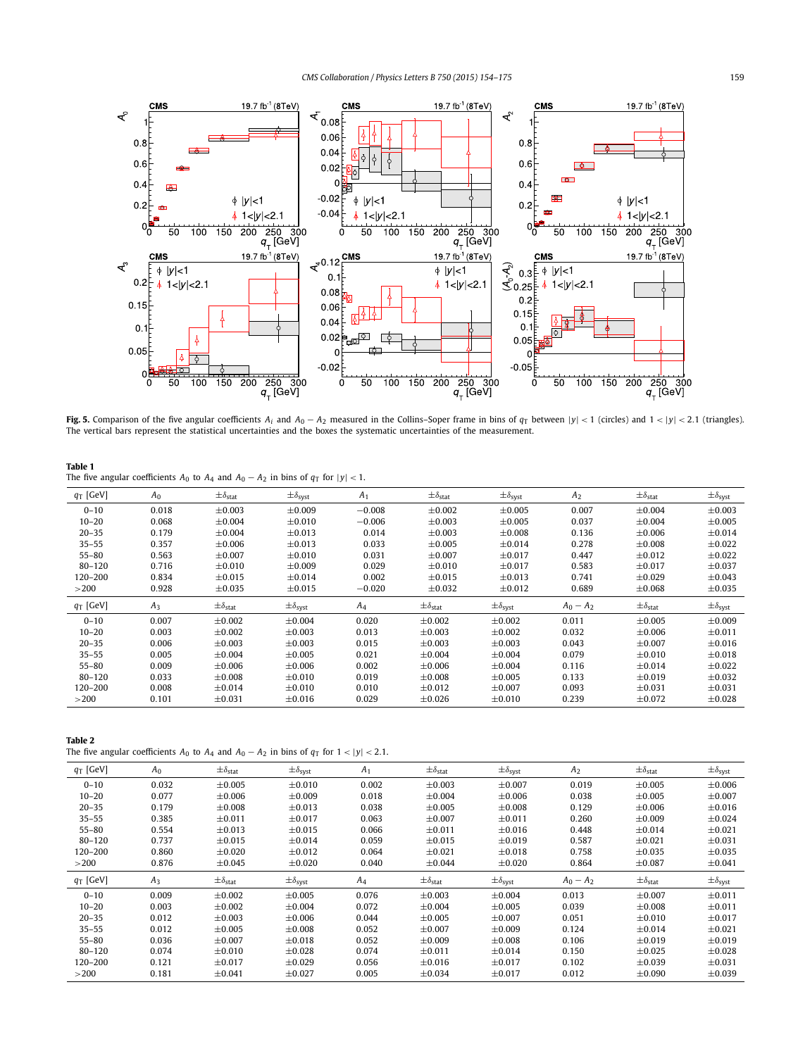**Fig. 5.** Comparison of the five angular coefficients $A_i$ and $A_0 - A_2$ measured in the Collins–Soper frame in bins of $q_T$ between $|y| < 1$ (circles) and $1 < |y| < 2.1$ (triangles). The vertical bars represent the statistical uncertainties and the boxes the systematic uncertainties of the measurement.

**Table 1**
The five angular coefficients $A_0$ to $A_4$ and $A_0 - A_2$ in bins of $q_T$ for $|y| < 1$.

| $q_T$ [GeV] | $A_0$ | $\pm\delta_{stat}$ | $\pm\delta_{syst}$ | $A_1$ | $\pm\delta_{stat}$ | $\pm\delta_{syst}$ | $A_2$ | $\pm\delta_{stat}$ | $\pm\delta_{syst}$ |
|---|---|---|---|---|---|---|---|---|---|
| 0–10 | 0.018 | ±0.003 | ±0.009 | −0.008 | ±0.002 | ±0.005 | 0.007 | ±0.004 | ±0.003 |
| 10–20 | 0.068 | ±0.004 | ±0.010 | −0.006 | ±0.003 | ±0.005 | 0.037 | ±0.004 | ±0.005 |
| 20–35 | 0.179 | ±0.004 | ±0.013 | 0.014 | ±0.003 | ±0.008 | 0.136 | ±0.006 | ±0.014 |
| 35–55 | 0.357 | ±0.006 | ±0.013 | 0.033 | ±0.005 | ±0.014 | 0.278 | ±0.008 | ±0.022 |
| 55–80 | 0.563 | ±0.007 | ±0.010 | 0.031 | ±0.007 | ±0.017 | 0.447 | ±0.012 | ±0.022 |
| 80–120 | 0.716 | ±0.010 | ±0.009 | 0.029 | ±0.010 | ±0.017 | 0.583 | ±0.017 | ±0.037 |
| 120–200 | 0.834 | ±0.015 | ±0.014 | 0.002 | ±0.015 | ±0.013 | 0.741 | ±0.029 | ±0.043 |
| >200 | 0.928 | ±0.035 | ±0.015 | −0.020 | ±0.032 | ±0.012 | 0.689 | ±0.068 | ±0.035 |
| $q_T$ [GeV] | $A_3$ | $\pm\delta_{stat}$ | $\pm\delta_{syst}$ | $A_4$ | $\pm\delta_{stat}$ | $\pm\delta_{syst}$ | $A_0 - A_2$ | $\pm\delta_{stat}$ | $\pm\delta_{syst}$ |
| 0–10 | 0.007 | ±0.002 | ±0.004 | 0.020 | ±0.002 | ±0.002 | 0.011 | ±0.005 | ±0.009 |
| 10–20 | 0.003 | ±0.002 | ±0.003 | 0.013 | ±0.003 | ±0.002 | 0.032 | ±0.006 | ±0.011 |
| 20–35 | 0.006 | ±0.003 | ±0.003 | 0.015 | ±0.003 | ±0.003 | 0.043 | ±0.007 | ±0.016 |
| 35–55 | 0.005 | ±0.004 | ±0.005 | 0.021 | ±0.004 | ±0.004 | 0.079 | ±0.010 | ±0.018 |
| 55–80 | 0.009 | ±0.006 | ±0.006 | 0.002 | ±0.006 | ±0.004 | 0.116 | ±0.014 | ±0.022 |
| 80–120 | 0.033 | ±0.008 | ±0.010 | 0.019 | ±0.008 | ±0.005 | 0.133 | ±0.019 | ±0.032 |
| 120–200 | 0.008 | ±0.014 | ±0.010 | 0.010 | ±0.012 | ±0.007 | 0.093 | ±0.031 | ±0.031 |
| >200 | 0.101 | ±0.031 | ±0.016 | 0.029 | ±0.026 | ±0.010 | 0.239 | ±0.072 | ±0.028 |

**Table 2**
The five angular coefficients $A_0$ to $A_4$ and $A_0 - A_2$ in bins of $q_T$ for $1 < |y| < 2.1$.

| $q_T$ [GeV] | $A_0$ | $\pm\delta_{stat}$ | $\pm\delta_{syst}$ | $A_1$ | $\pm\delta_{stat}$ | $\pm\delta_{syst}$ | $A_2$ | $\pm\delta_{stat}$ | $\pm\delta_{syst}$ |
|---|---|---|---|---|---|---|---|---|---|
| 0–10 | 0.032 | ±0.005 | ±0.010 | 0.002 | ±0.003 | ±0.007 | 0.019 | ±0.005 | ±0.006 |
| 10–20 | 0.077 | ±0.006 | ±0.009 | 0.018 | ±0.004 | ±0.006 | 0.038 | ±0.005 | ±0.007 |
| 20–35 | 0.179 | ±0.008 | ±0.013 | 0.038 | ±0.005 | ±0.008 | 0.129 | ±0.006 | ±0.016 |
| 35–55 | 0.385 | ±0.011 | ±0.017 | 0.063 | ±0.007 | ±0.011 | 0.260 | ±0.009 | ±0.024 |
| 55–80 | 0.554 | ±0.013 | ±0.015 | 0.066 | ±0.011 | ±0.016 | 0.448 | ±0.014 | ±0.021 |
| 80–120 | 0.737 | ±0.015 | ±0.014 | 0.059 | ±0.015 | ±0.019 | 0.587 | ±0.021 | ±0.031 |
| 120–200 | 0.860 | ±0.020 | ±0.012 | 0.064 | ±0.021 | ±0.018 | 0.758 | ±0.035 | ±0.035 |
| >200 | 0.876 | ±0.045 | ±0.020 | 0.040 | ±0.044 | ±0.020 | 0.864 | ±0.087 | ±0.041 |
| $q_T$ [GeV] | $A_3$ | $\pm\delta_{stat}$ | $\pm\delta_{syst}$ | $A_4$ | $\pm\delta_{stat}$ | $\pm\delta_{syst}$ | $A_0 - A_2$ | $\pm\delta_{stat}$ | $\pm\delta_{syst}$ |
| 0–10 | 0.009 | ±0.002 | ±0.005 | 0.076 | ±0.003 | ±0.004 | 0.013 | ±0.007 | ±0.011 |
| 10–20 | 0.003 | ±0.002 | ±0.004 | 0.072 | ±0.004 | ±0.005 | 0.039 | ±0.008 | ±0.011 |
| 20–35 | 0.012 | ±0.003 | ±0.006 | 0.044 | ±0.005 | ±0.007 | 0.051 | ±0.010 | ±0.017 |
| 35–55 | 0.012 | ±0.005 | ±0.008 | 0.052 | ±0.007 | ±0.009 | 0.124 | ±0.014 | ±0.021 |
| 55–80 | 0.036 | ±0.007 | ±0.018 | 0.052 | ±0.009 | ±0.008 | 0.106 | ±0.019 | ±0.019 |
| 80–120 | 0.074 | ±0.010 | ±0.028 | 0.074 | ±0.011 | ±0.014 | 0.150 | ±0.025 | ±0.028 |
| 120–200 | 0.121 | ±0.017 | ±0.029 | 0.056 | ±0.016 | ±0.017 | 0.102 | ±0.039 | ±0.031 |
| >200 | 0.181 | ±0.041 | ±0.027 | 0.005 | ±0.034 | ±0.017 | 0.012 | ±0.090 | ±0.039 |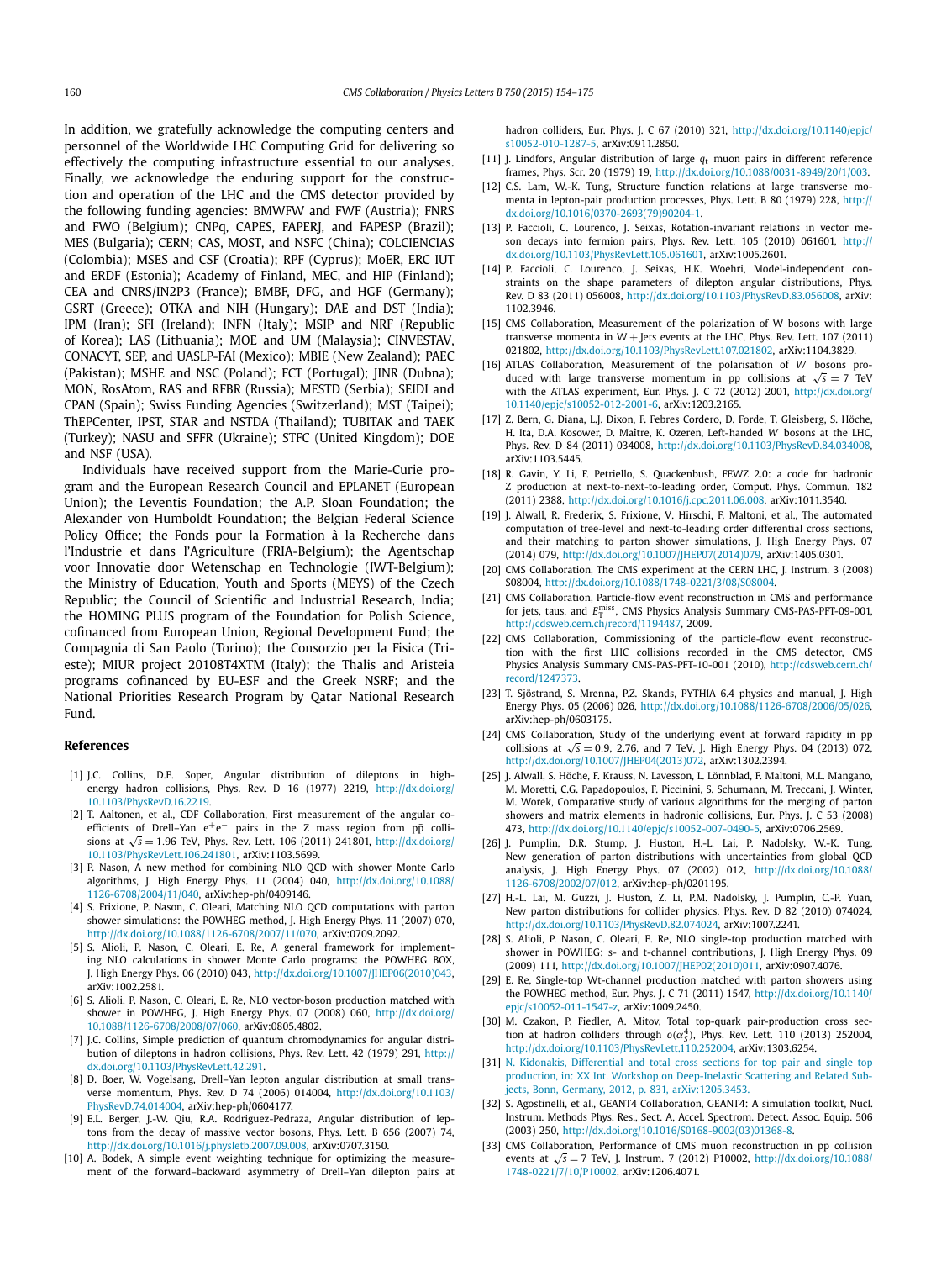In addition, we gratefully acknowledge the computing centers and personnel of the Worldwide LHC Computing Grid for delivering so effectively the computing infrastructure essential to our analyses. Finally, we acknowledge the enduring support for the construction and operation of the LHC and the CMS detector provided by the following funding agencies: BMWFW and FWF (Austria); FNRS and FWO (Belgium); CNPq, CAPES, FAPERJ, and FAPESP (Brazil); MES (Bulgaria); CERN; CAS, MOST, and NSFC (China); COLCIENCIAS (Colombia); MSES and CSF (Croatia); RPF (Cyprus); MoER, ERC IUT and ERDF (Estonia); Academy of Finland, MEC, and HIP (Finland); CEA and CNRS/IN2P3 (France); BMBF, DFG, and HGF (Germany); GSRT (Greece); OTKA and NIH (Hungary); DAE and DST (India); IPM (Iran); SFI (Ireland); INFN (Italy); MSIP and NRF (Republic of Korea); LAS (Lithuania); MOE and UM (Malaysia); CINVESTAV, CONACYT, SEP, and UASLP-FAI (Mexico); MBIE (New Zealand); PAEC (Pakistan); MSHE and NSC (Poland); FCT (Portugal); JINR (Dubna); MON, RosAtom, RAS and RFBR (Russia); MESTD (Serbia); SEIDI and CPAN (Spain); Swiss Funding Agencies (Switzerland); MST (Taipei); ThEPCenter, IPST, STAR and NSTDA (Thailand); TUBITAK and TAEK (Turkey); NASU and SFFR (Ukraine); STFC (United Kingdom); DOE and NSF (USA).

Individuals have received support from the Marie-Curie program and the European Research Council and EPLANET (European Union); the Leventis Foundation; the A.P. Sloan Foundation; the Alexander von Humboldt Foundation; the Belgian Federal Science Policy Office; the Fonds pour la Formation à la Recherche dans l'Industrie et dans l'Agriculture (FRIA-Belgium); the Agentschap voor Innovatie door Wetenschap en Technologie (IWT-Belgium); the Ministry of Education, Youth and Sports (MEYS) of the Czech Republic; the Council of Scientific and Industrial Research, India; the HOMING PLUS program of the Foundation for Polish Science, cofinanced from European Union, Regional Development Fund; the Compagnia di San Paolo (Torino); the Consorzio per la Fisica (Trieste); MIUR project 20108T4XTM (Italy); the Thalis and Aristeia programs cofinanced by EU-ESF and the Greek NSRF; and the National Priorities Research Program by Qatar National Research Fund.

## References

[1] J.C. Collins, D.E. Soper, Angular distribution of dileptons in high-energy hadron collisions, Phys. Rev. D 16 (1977) 2219, http://dx.doi.org/10.1103/PhysRevD.16.2219.

[2] T. Aaltonen, et al., CDF Collaboration, First measurement of the angular coefficients of Drell–Yan $e^+e^-$ pairs in the Z mass region from $p\bar{p}$ collisions at $\sqrt{s} = 1.96$ TeV, Phys. Rev. Lett. 106 (2011) 241801, http://dx.doi.org/10.1103/PhysRevLett.106.241801, arXiv:1103.5699.

[3] P. Nason, A new method for combining NLO QCD with shower Monte Carlo algorithms, J. High Energy Phys. 11 (2004) 040, http://dx.doi.org/10.1088/1126-6708/2004/11/040, arXiv:hep-ph/0409146.

[4] S. Frixione, P. Nason, C. Oleari, Matching NLO QCD computations with parton shower simulations: the POWHEG method, J. High Energy Phys. 11 (2007) 070, http://dx.doi.org/10.1088/1126-6708/2007/11/070, arXiv:0709.2092.

[5] S. Alioli, P. Nason, C. Oleari, E. Re, A general framework for implementing NLO calculations in shower Monte Carlo programs: the POWHEG BOX, J. High Energy Phys. 06 (2010) 043, http://dx.doi.org/10.1007/JHEP06(2010)043, arXiv:1002.2581.

[6] S. Alioli, P. Nason, C. Oleari, E. Re, NLO vector-boson production matched with shower in POWHEG, J. High Energy Phys. 07 (2008) 060, http://dx.doi.org/10.1088/1126-6708/2008/07/060, arXiv:0805.4802.

[7] J.C. Collins, Simple prediction of quantum chromodynamics for angular distribution of dileptons in hadron collisions, Phys. Rev. Lett. 42 (1979) 291, http://dx.doi.org/10.1103/PhysRevLett.42.291.

[8] D. Boer, W. Vogelsang, Drell–Yan lepton angular distribution at small transverse momentum, Phys. Rev. D 74 (2006) 014004, http://dx.doi.org/10.1103/PhysRevD.74.014004, arXiv:hep-ph/0604177.

[9] E.L. Berger, J.-W. Qiu, R.A. Rodriguez-Pedraza, Angular distribution of leptons from the decay of massive vector bosons, Phys. Lett. B 656 (2007) 74, http://dx.doi.org/10.1016/j.physletb.2007.09.008, arXiv:0707.3150.

[10] A. Bodek, A simple event weighting technique for optimizing the measurement of the forward–backward asymmetry of Drell–Yan dilepton pairs at hadron colliders, Eur. Phys. J. C 67 (2010) 321, http://dx.doi.org/10.1140/epjc/s10052-010-1287-5, arXiv:0911.2850.

[11] J. Lindfors, Angular distribution of large $q_t$ muon pairs in different reference frames, Phys. Scr. 20 (1979) 19, http://dx.doi.org/10.1088/0031-8949/20/1/003.

[12] C.S. Lam, W.-K. Tung, Structure function relations at large transverse momenta in lepton-pair production processes, Phys. Lett. B 80 (1979) 228, http://dx.doi.org/10.1016/0370-2693(79)90204-1.

[13] P. Faccioli, C. Lourenco, J. Seixas, Rotation-invariant relations in vector meson decays into fermion pairs, Phys. Rev. Lett. 105 (2010) 061601, http://dx.doi.org/10.1103/PhysRevLett.105.061601, arXiv:1005.2601.

[14] P. Faccioli, C. Lourenco, J. Seixas, H.K. Woehri, Model-independent constraints on the shape parameters of dilepton angular distributions, Phys. Rev. D 83 (2011) 056008, http://dx.doi.org/10.1103/PhysRevD.83.056008, arXiv:1102.3946.

[15] CMS Collaboration, Measurement of the polarization of W bosons with large transverse momenta in W + Jets events at the LHC, Phys. Rev. Lett. 107 (2011) 021802, http://dx.doi.org/10.1103/PhysRevLett.107.021802, arXiv:1104.3829.

[16] ATLAS Collaboration, Measurement of the polarisation of $W$ bosons produced with large transverse momentum in pp collisions at $\sqrt{s} = 7$ TeV with the ATLAS experiment, Eur. Phys. J. C 72 (2012) 2001, http://dx.doi.org/10.1140/epjc/s10052-012-2001-6, arXiv:1203.2165.

[17] Z. Bern, G. Diana, L.J. Dixon, F. Febres Cordero, D. Forde, T. Gleisberg, S. Höche, H. Ita, D.A. Kosower, D. Maître, K. Ozeren, Left-handed $W$ bosons at the LHC, Phys. Rev. D 84 (2011) 034008, http://dx.doi.org/10.1103/PhysRevD.84.034008, arXiv:1103.5445.

[18] R. Gavin, Y. Li, F. Petriello, S. Quackenbush, FEWZ 2.0: a code for hadronic Z production at next-to-next-to-leading order, Comput. Phys. Commun. 182 (2011) 2388, http://dx.doi.org/10.1016/j.cpc.2011.06.008, arXiv:1011.3540.

[19] J. Alwall, R. Frederix, S. Frixione, V. Hirschi, F. Maltoni, et al., The automated computation of tree-level and next-to-leading order differential cross sections, and their matching to parton shower simulations, J. High Energy Phys. 07 (2014) 079, http://dx.doi.org/10.1007/JHEP07(2014)079, arXiv:1405.0301.

[20] CMS Collaboration, The CMS experiment at the CERN LHC, J. Instrum. 3 (2008) S08004, http://dx.doi.org/10.1088/1748-0221/3/08/S08004.

[21] CMS Collaboration, Particle-flow event reconstruction in CMS and performance for jets, taus, and $E_T^{miss}$, CMS Physics Analysis Summary CMS-PAS-PFT-09-001, http://cdsweb.cern.ch/record/1194487, 2009.

[22] CMS Collaboration, Commissioning of the particle-flow event reconstruction with the first LHC collisions recorded in the CMS detector, CMS Physics Analysis Summary CMS-PAS-PFT-10-001 (2010), http://cdsweb.cern.ch/record/1247373.

[23] T. Sjöstrand, S. Mrenna, P.Z. Skands, PYTHIA 6.4 physics and manual, J. High Energy Phys. 05 (2006) 026, http://dx.doi.org/10.1088/1126-6708/2006/05/026, arXiv:hep-ph/0603175.

[24] CMS Collaboration, Study of the underlying event at forward rapidity in pp collisions at $\sqrt{s} = 0.9$, 2.76, and 7 TeV, J. High Energy Phys. 04 (2013) 072, http://dx.doi.org/10.1007/JHEP04(2013)072, arXiv:1302.2394.

[25] J. Alwall, S. Höche, F. Krauss, N. Lavesson, L. Lönnblad, F. Maltoni, M.L. Mangano, M. Moretti, C.G. Papadopoulos, F. Piccinini, S. Schumann, M. Treccani, J. Winter, M. Worek, Comparative study of various algorithms for the merging of parton showers and matrix elements in hadronic collisions, Eur. Phys. J. C 53 (2008) 473, http://dx.doi.org/10.1140/epjc/s10052-007-0490-5, arXiv:0706.2569.

[26] J. Pumplin, D.R. Stump, J. Huston, H.-L. Lai, P. Nadolsky, W.-K. Tung, New generation of parton distributions with uncertainties from global QCD analysis, J. High Energy Phys. 07 (2002) 012, http://dx.doi.org/10.1088/1126-6708/2002/07/012, arXiv:hep-ph/0201195.

[27] H.-L. Lai, M. Guzzi, J. Huston, Z. Li, P.M. Nadolsky, J. Pumplin, C.-P. Yuan, New parton distributions for collider physics, Phys. Rev. D 82 (2010) 074024, http://dx.doi.org/10.1103/PhysRevD.82.074024, arXiv:1007.2241.

[28] S. Alioli, P. Nason, C. Oleari, E. Re, NLO single-top production matched with shower in POWHEG: s- and t-channel contributions, J. High Energy Phys. 09 (2009) 111, http://dx.doi.org/10.1007/JHEP02(2010)011, arXiv:0907.4076.

[29] E. Re, Single-top Wt-channel production matched with parton showers using the POWHEG method, Eur. Phys. J. C 71 (2011) 1547, http://dx.doi.org/10.1140/epjc/s10052-011-1547-z, arXiv:1009.2450.

[30] M. Czakon, P. Fiedler, A. Mitov, Total top-quark pair-production cross section at hadron colliders through $o(\alpha_S^4)$, Phys. Rev. Lett. 110 (2013) 252004, http://dx.doi.org/10.1103/PhysRevLett.110.252004, arXiv:1303.6254.

[31] N. Kidonakis, Differential and total cross sections for top pair and single top production, in: XX Int. Workshop on Deep-Inelastic Scattering and Related Subjects, Bonn, Germany, 2012, p. 831, arXiv:1205.3453.

[32] S. Agostinelli, et al., GEANT4 Collaboration, GEANT4: A simulation toolkit, Nucl. Instrum. Methods Phys. Res., Sect. A, Accel. Spectrom. Detect. Assoc. Equip. 506 (2003) 250, http://dx.doi.org/10.1016/S0168-9002(03)01368-8.

[33] CMS Collaboration, Performance of CMS muon reconstruction in pp collision events at $\sqrt{s} = 7$ TeV, J. Instrum. 7 (2012) P10002, http://dx.doi.org/10.1088/1748-0221/7/10/P10002, arXiv:1206.4071.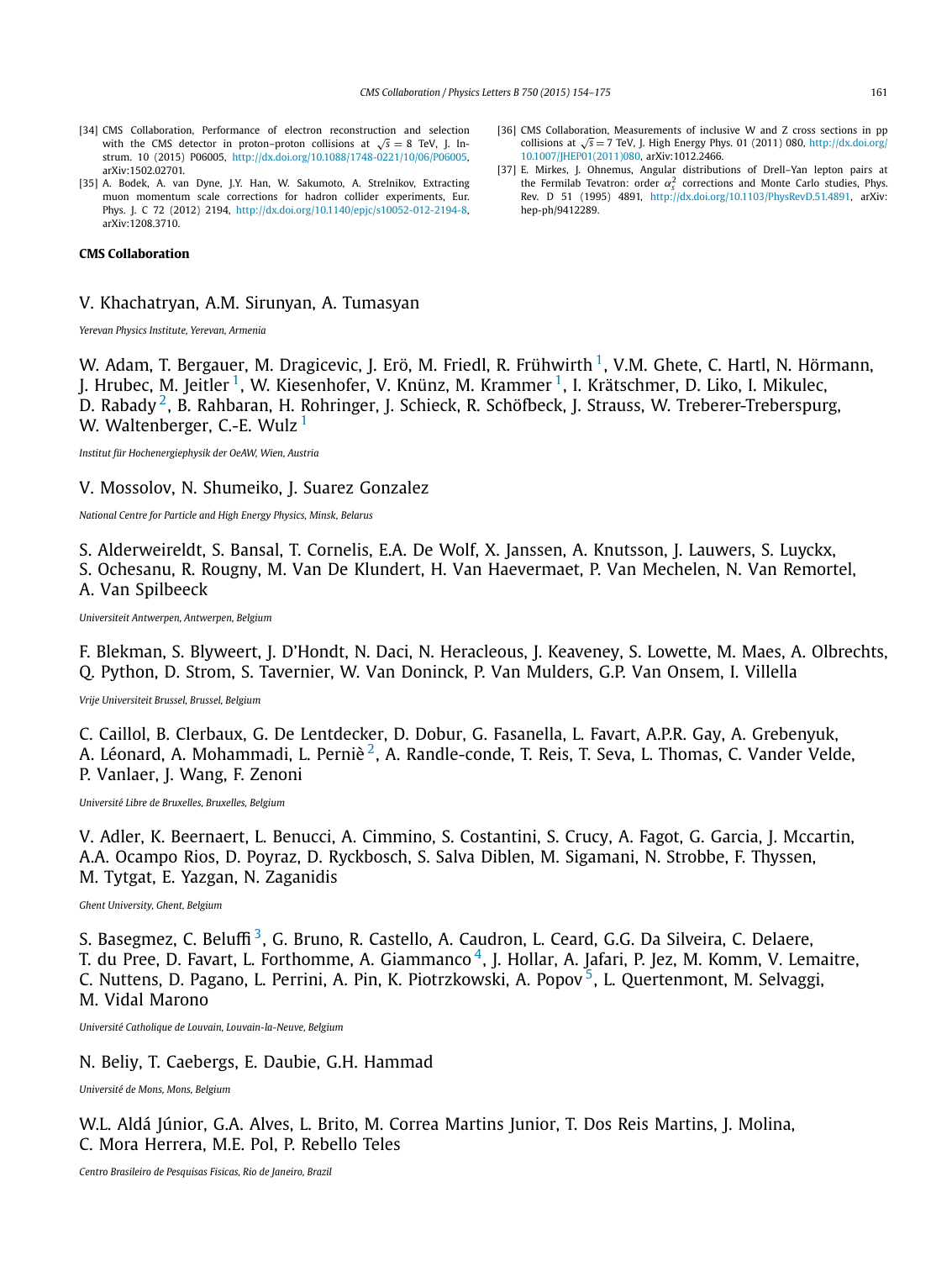[34] CMS Collaboration, Performance of electron reconstruction and selection with the CMS detector in proton–proton collisions at $\sqrt{s} = 8$ TeV, J. Instrum. 10 (2015) P06005, http://dx.doi.org/10.1088/1748-0221/10/06/P06005, arXiv:1502.02701.

[35] A. Bodek, A. van Dyne, J.Y. Han, W. Sakumoto, A. Strelnikov, Extracting muon momentum scale corrections for hadron collider experiments, Eur. Phys. J. C 72 (2012) 2194, http://dx.doi.org/10.1140/epjc/s10052-012-2194-8, arXiv:1208.3710.

[36] CMS Collaboration, Measurements of inclusive W and Z cross sections in pp collisions at $\sqrt{s} = 7$ TeV, J. High Energy Phys. 01 (2011) 080, http://dx.doi.org/10.1007/JHEP01(2011)080, arXiv:1012.2466.

[37] E. Mirkes, J. Ohnemus, Angular distributions of Drell–Yan lepton pairs at the Fermilab Tevatron: order $\alpha_s^2$ corrections and Monte Carlo studies, Phys. Rev. D 51 (1995) 4891, http://dx.doi.org/10.1103/PhysRevD.51.4891, arXiv:hep-ph/9412289.

**CMS Collaboration**

V. Khachatryan, A.M. Sirunyan, A. Tumasyan

*Yerevan Physics Institute, Yerevan, Armenia*

W. Adam, T. Bergauer, M. Dragicevic, J. Erö, M. Friedl, R. Frühwirth [1], V.M. Ghete, C. Hartl, N. Hörmann, J. Hrubec, M. Jeitler [1], W. Kiesenhofer, V. Knünz, M. Krammer [1], I. Krätschmer, D. Liko, I. Mikulec, D. Rabady [2], B. Rahbaran, H. Rohringer, J. Schieck, R. Schöfbeck, J. Strauss, W. Treberer-Treberspurg, W. Waltenberger, C.-E. Wulz [1]

*Institut für Hochenergiephysik der OeAW, Wien, Austria*

V. Mossolov, N. Shumeiko, J. Suarez Gonzalez

*National Centre for Particle and High Energy Physics, Minsk, Belarus*

S. Alderweireldt, S. Bansal, T. Cornelis, E.A. De Wolf, X. Janssen, A. Knutsson, J. Lauwers, S. Luyckx, S. Ochesanu, R. Rougny, M. Van De Klundert, H. Van Haevermaet, P. Van Mechelen, N. Van Remortel, A. Van Spilbeeck

*Universiteit Antwerpen, Antwerpen, Belgium*

F. Blekman, S. Blyweert, J. D'Hondt, N. Daci, N. Heracleous, J. Keaveney, S. Lowette, M. Maes, A. Olbrechts, Q. Python, D. Strom, S. Tavernier, W. Van Doninck, P. Van Mulders, G.P. Van Onsem, I. Villella

*Vrije Universiteit Brussel, Brussel, Belgium*

C. Caillol, B. Clerbaux, G. De Lentdecker, D. Dobur, G. Fasanella, L. Favart, A.P.R. Gay, A. Grebenyuk, A. Léonard, A. Mohammadi, L. Perniè [2], A. Randle-conde, T. Reis, T. Seva, L. Thomas, C. Vander Velde, P. Vanlaer, J. Wang, F. Zenoni

*Université Libre de Bruxelles, Bruxelles, Belgium*

V. Adler, K. Beernaert, L. Benucci, A. Cimmino, S. Costantini, S. Crucy, A. Fagot, G. Garcia, J. Mccartin, A.A. Ocampo Rios, D. Poyraz, D. Ryckbosch, S. Salva Diblen, M. Sigamani, N. Strobbe, F. Thyssen, M. Tytgat, E. Yazgan, N. Zaganidis

*Ghent University, Ghent, Belgium*

S. Basegmez, C. Beluffi [3], G. Bruno, R. Castello, A. Caudron, L. Ceard, G.G. Da Silveira, C. Delaere, T. du Pree, D. Favart, L. Forthomme, A. Giammanco [4], J. Hollar, A. Jafari, P. Jez, M. Komm, V. Lemaitre, C. Nuttens, D. Pagano, L. Perrini, A. Pin, K. Piotrzkowski, A. Popov [5], L. Quertenmont, M. Selvaggi, M. Vidal Marono

*Université Catholique de Louvain, Louvain-la-Neuve, Belgium*

N. Beliy, T. Caebergs, E. Daubie, G.H. Hammad

*Université de Mons, Mons, Belgium*

W.L. Aldá Júnior, G.A. Alves, L. Brito, M. Correa Martins Junior, T. Dos Reis Martins, J. Molina, C. Mora Herrera, M.E. Pol, P. Rebello Teles

*Centro Brasileiro de Pesquisas Fisicas, Rio de Janeiro, Brazil*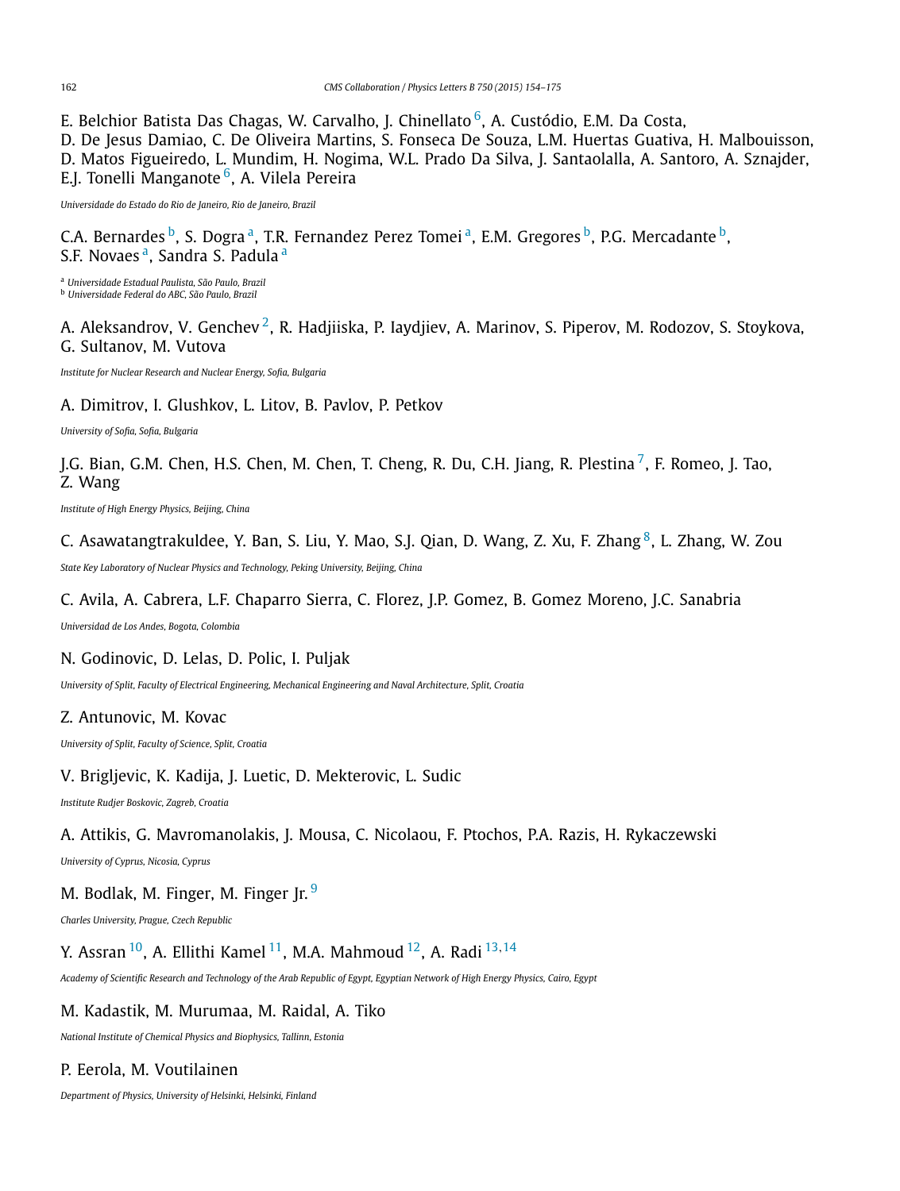E. Belchior Batista Das Chagas, W. Carvalho, J. Chinellato [6], A. Custódio, E.M. Da Costa, D. De Jesus Damiao, C. De Oliveira Martins, S. Fonseca De Souza, L.M. Huertas Guativa, H. Malbouisson, D. Matos Figueiredo, L. Mundim, H. Nogima, W.L. Prado Da Silva, J. Santaolalla, A. Santoro, A. Sznajder, E.J. Tonelli Manganote [6], A. Vilela Pereira

*Universidade do Estado do Rio de Janeiro, Rio de Janeiro, Brazil*

C.A. Bernardes [b], S. Dogra [a], T.R. Fernandez Perez Tomei [a], E.M. Gregores [b], P.G. Mercadante [b], S.F. Novaes [a], Sandra S. Padula [a]

[a] *Universidade Estadual Paulista, São Paulo, Brazil*
[b] *Universidade Federal do ABC, São Paulo, Brazil*

A. Aleksandrov, V. Genchev [2], R. Hadjiiska, P. Iaydjiev, A. Marinov, S. Piperov, M. Rodozov, S. Stoykova, G. Sultanov, M. Vutova

*Institute for Nuclear Research and Nuclear Energy, Sofia, Bulgaria*

A. Dimitrov, I. Glushkov, L. Litov, B. Pavlov, P. Petkov

*University of Sofia, Sofia, Bulgaria*

J.G. Bian, G.M. Chen, H.S. Chen, M. Chen, T. Cheng, R. Du, C.H. Jiang, R. Plestina [7], F. Romeo, J. Tao, Z. Wang

*Institute of High Energy Physics, Beijing, China*

C. Asawatangtrakuldee, Y. Ban, S. Liu, Y. Mao, S.J. Qian, D. Wang, Z. Xu, F. Zhang [8], L. Zhang, W. Zou

*State Key Laboratory of Nuclear Physics and Technology, Peking University, Beijing, China*

C. Avila, A. Cabrera, L.F. Chaparro Sierra, C. Florez, J.P. Gomez, B. Gomez Moreno, J.C. Sanabria

*Universidad de Los Andes, Bogota, Colombia*

N. Godinovic, D. Lelas, D. Polic, I. Puljak

*University of Split, Faculty of Electrical Engineering, Mechanical Engineering and Naval Architecture, Split, Croatia*

Z. Antunovic, M. Kovac

*University of Split, Faculty of Science, Split, Croatia*

V. Brigljevic, K. Kadija, J. Luetic, D. Mekterovic, L. Sudic

*Institute Rudjer Boskovic, Zagreb, Croatia*

A. Attikis, G. Mavromanolakis, J. Mousa, C. Nicolaou, F. Ptochos, P.A. Razis, H. Rykaczewski

*University of Cyprus, Nicosia, Cyprus*

M. Bodlak, M. Finger, M. Finger Jr. [9]

*Charles University, Prague, Czech Republic*

Y. Assran [10], A. Ellithi Kamel [11], M.A. Mahmoud [12], A. Radi [13,14]

*Academy of Scientific Research and Technology of the Arab Republic of Egypt, Egyptian Network of High Energy Physics, Cairo, Egypt*

M. Kadastik, M. Murumaa, M. Raidal, A. Tiko

*National Institute of Chemical Physics and Biophysics, Tallinn, Estonia*

P. Eerola, M. Voutilainen

*Department of Physics, University of Helsinki, Helsinki, Finland*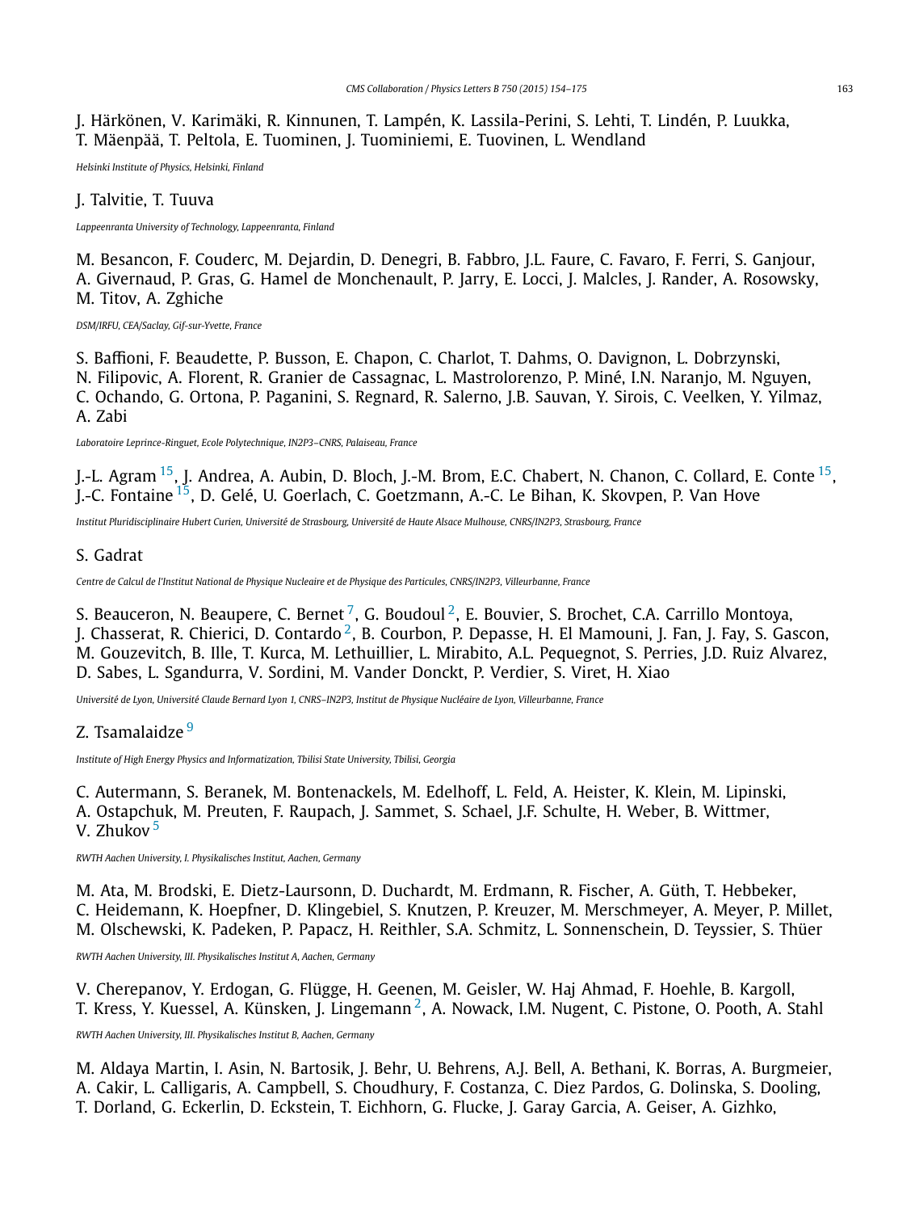J. Härkönen, V. Karimäki, R. Kinnunen, T. Lampén, K. Lassila-Perini, S. Lehti, T. Lindén, P. Luukka, T. Mäenpää, T. Peltola, E. Tuominen, J. Tuominiemi, E. Tuovinen, L. Wendland

*Helsinki Institute of Physics, Helsinki, Finland*

J. Talvitie, T. Tuuva

*Lappeenranta University of Technology, Lappeenranta, Finland*

M. Besancon, F. Couderc, M. Dejardin, D. Denegri, B. Fabbro, J.L. Faure, C. Favaro, F. Ferri, S. Ganjour, A. Givernaud, P. Gras, G. Hamel de Monchenault, P. Jarry, E. Locci, J. Malcles, J. Rander, A. Rosowsky, M. Titov, A. Zghiche

*DSM/IRFU, CEA/Saclay, Gif-sur-Yvette, France*

S. Baffioni, F. Beaudette, P. Busson, E. Chapon, C. Charlot, T. Dahms, O. Davignon, L. Dobrzynski, N. Filipovic, A. Florent, R. Granier de Cassagnac, L. Mastrolorenzo, P. Miné, I.N. Naranjo, M. Nguyen, C. Ochando, G. Ortona, P. Paganini, S. Regnard, R. Salerno, J.B. Sauvan, Y. Sirois, C. Veelken, Y. Yilmaz, A. Zabi

*Laboratoire Leprince-Ringuet, Ecole Polytechnique, IN2P3–CNRS, Palaiseau, France*

J.-L. Agram [15], J. Andrea, A. Aubin, D. Bloch, J.-M. Brom, E.C. Chabert, N. Chanon, C. Collard, E. Conte [15], J.-C. Fontaine [15], D. Gelé, U. Goerlach, C. Goetzmann, A.-C. Le Bihan, K. Skovpen, P. Van Hove

*Institut Pluridisciplinaire Hubert Curien, Université de Strasbourg, Université de Haute Alsace Mulhouse, CNRS/IN2P3, Strasbourg, France*

S. Gadrat

*Centre de Calcul de l'Institut National de Physique Nucleaire et de Physique des Particules, CNRS/IN2P3, Villeurbanne, France*

S. Beauceron, N. Beaupere, C. Bernet [7], G. Boudoul [2], E. Bouvier, S. Brochet, C.A. Carrillo Montoya, J. Chasserat, R. Chierici, D. Contardo [2], B. Courbon, P. Depasse, H. El Mamouni, J. Fan, J. Fay, S. Gascon, M. Gouzevitch, B. Ille, T. Kurca, M. Lethuillier, L. Mirabito, A.L. Pequegnot, S. Perries, J.D. Ruiz Alvarez, D. Sabes, L. Sgandurra, V. Sordini, M. Vander Donckt, P. Verdier, S. Viret, H. Xiao

*Université de Lyon, Université Claude Bernard Lyon 1, CNRS–IN2P3, Institut de Physique Nucléaire de Lyon, Villeurbanne, France*

Z. Tsamalaidze [9]

*Institute of High Energy Physics and Informatization, Tbilisi State University, Tbilisi, Georgia*

C. Autermann, S. Beranek, M. Bontenackels, M. Edelhoff, L. Feld, A. Heister, K. Klein, M. Lipinski, A. Ostapchuk, M. Preuten, F. Raupach, J. Sammet, S. Schael, J.F. Schulte, H. Weber, B. Wittmer, V. Zhukov [5]

*RWTH Aachen University, I. Physikalisches Institut, Aachen, Germany*

M. Ata, M. Brodski, E. Dietz-Laursonn, D. Duchardt, M. Erdmann, R. Fischer, A. Güth, T. Hebbeker, C. Heidemann, K. Hoepfner, D. Klingebiel, S. Knutzen, P. Kreuzer, M. Merschmeyer, A. Meyer, P. Millet, M. Olschewski, K. Padeken, P. Papacz, H. Reithler, S.A. Schmitz, L. Sonnenschein, D. Teyssier, S. Thüer

*RWTH Aachen University, III. Physikalisches Institut A, Aachen, Germany*

V. Cherepanov, Y. Erdogan, G. Flügge, H. Geenen, M. Geisler, W. Haj Ahmad, F. Hoehle, B. Kargoll, T. Kress, Y. Kuessel, A. Künsken, J. Lingemann [2], A. Nowack, I.M. Nugent, C. Pistone, O. Pooth, A. Stahl

*RWTH Aachen University, III. Physikalisches Institut B, Aachen, Germany*

M. Aldaya Martin, I. Asin, N. Bartosik, J. Behr, U. Behrens, A.J. Bell, A. Bethani, K. Borras, A. Burgmeier, A. Cakir, L. Calligaris, A. Campbell, S. Choudhury, F. Costanza, C. Diez Pardos, G. Dolinska, S. Dooling, T. Dorland, G. Eckerlin, D. Eckstein, T. Eichhorn, G. Flucke, J. Garay Garcia, A. Geiser, A. Gizhko,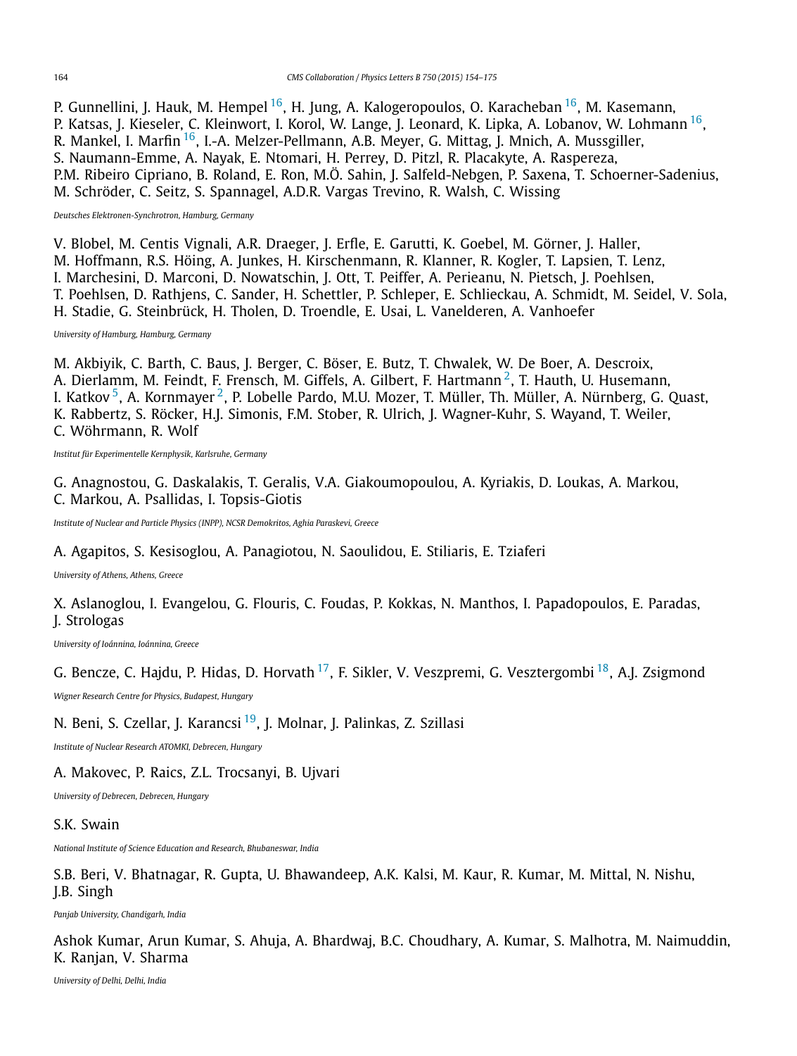P. Gunnellini, J. Hauk, M. Hempel [16], H. Jung, A. Kalogeropoulos, O. Karacheban [16], M. Kasemann, P. Katsas, J. Kieseler, C. Kleinwort, I. Korol, W. Lange, J. Leonard, K. Lipka, A. Lobanov, W. Lohmann [16], R. Mankel, I. Marfin [16], I.-A. Melzer-Pellmann, A.B. Meyer, G. Mittag, J. Mnich, A. Mussgiller, S. Naumann-Emme, A. Nayak, E. Ntomari, H. Perrey, D. Pitzl, R. Placakyte, A. Raspereza, P.M. Ribeiro Cipriano, B. Roland, E. Ron, M.Ö. Sahin, J. Salfeld-Nebgen, P. Saxena, T. Schoerner-Sadenius, M. Schröder, C. Seitz, S. Spannagel, A.D.R. Vargas Trevino, R. Walsh, C. Wissing

*Deutsches Elektronen-Synchrotron, Hamburg, Germany*

V. Blobel, M. Centis Vignali, A.R. Draeger, J. Erfle, E. Garutti, K. Goebel, M. Görner, J. Haller, M. Hoffmann, R.S. Höing, A. Junkes, H. Kirschenmann, R. Klanner, R. Kogler, T. Lapsien, T. Lenz, I. Marchesini, D. Marconi, D. Nowatschin, J. Ott, T. Peiffer, A. Perieanu, N. Pietsch, J. Poehlsen, T. Poehlsen, D. Rathjens, C. Sander, H. Schettler, P. Schleper, E. Schlieckau, A. Schmidt, M. Seidel, V. Sola, H. Stadie, G. Steinbrück, H. Tholen, D. Troendle, E. Usai, L. Vanelderen, A. Vanhoefer

*University of Hamburg, Hamburg, Germany*

M. Akbiyik, C. Barth, C. Baus, J. Berger, C. Böser, E. Butz, T. Chwalek, W. De Boer, A. Descroix, A. Dierlamm, M. Feindt, F. Frensch, M. Giffels, A. Gilbert, F. Hartmann [2], T. Hauth, U. Husemann, I. Katkov [5], A. Kornmayer [2], P. Lobelle Pardo, M.U. Mozer, T. Müller, Th. Müller, A. Nürnberg, G. Quast, K. Rabbertz, S. Röcker, H.J. Simonis, F.M. Stober, R. Ulrich, J. Wagner-Kuhr, S. Wayand, T. Weiler, C. Wöhrmann, R. Wolf

*Institut für Experimentelle Kernphysik, Karlsruhe, Germany*

G. Anagnostou, G. Daskalakis, T. Geralis, V.A. Giakoumopoulou, A. Kyriakis, D. Loukas, A. Markou, C. Markou, A. Psallidas, I. Topsis-Giotis

*Institute of Nuclear and Particle Physics (INPP), NCSR Demokritos, Aghia Paraskevi, Greece*

A. Agapitos, S. Kesisoglou, A. Panagiotou, N. Saoulidou, E. Stiliaris, E. Tziaferi

*University of Athens, Athens, Greece*

X. Aslanoglou, I. Evangelou, G. Flouris, C. Foudas, P. Kokkas, N. Manthos, I. Papadopoulos, E. Paradas, J. Strologas

*University of Ioánnina, Ioánnina, Greece*

G. Bencze, C. Hajdu, P. Hidas, D. Horvath [17], F. Sikler, V. Veszpremi, G. Vesztergombi [18], A.J. Zsigmond

*Wigner Research Centre for Physics, Budapest, Hungary*

N. Beni, S. Czellar, J. Karancsi [19], J. Molnar, J. Palinkas, Z. Szillasi

*Institute of Nuclear Research ATOMKI, Debrecen, Hungary*

A. Makovec, P. Raics, Z.L. Trocsanyi, B. Ujvari

*University of Debrecen, Debrecen, Hungary*

S.K. Swain

*National Institute of Science Education and Research, Bhubaneswar, India*

S.B. Beri, V. Bhatnagar, R. Gupta, U. Bhawandeep, A.K. Kalsi, M. Kaur, R. Kumar, M. Mittal, N. Nishu, J.B. Singh

*Panjab University, Chandigarh, India*

Ashok Kumar, Arun Kumar, S. Ahuja, A. Bhardwaj, B.C. Choudhary, A. Kumar, S. Malhotra, M. Naimuddin, K. Ranjan, V. Sharma

*University of Delhi, Delhi, India*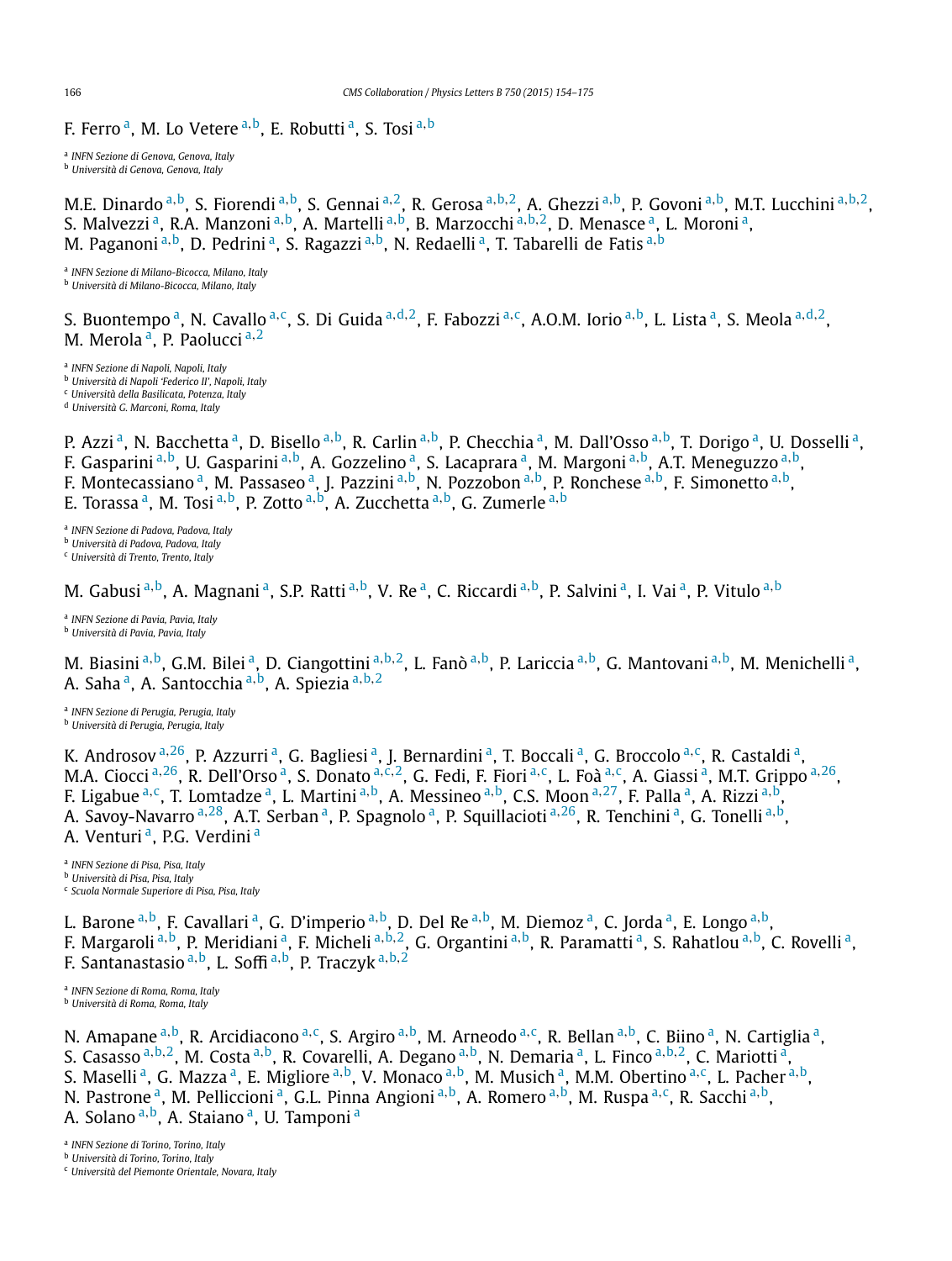F. Ferro [a], M. Lo Vetere [a,b], E. Robutti [a], S. Tosi [a,b]

[a] *INFN Sezione di Genova, Genova, Italy*
[b] *Università di Genova, Genova, Italy*

M.E. Dinardo [a,b], S. Fiorendi [a,b], S. Gennai [a,2], R. Gerosa [a,b,2], A. Ghezzi [a,b], P. Govoni [a,b], M.T. Lucchini [a,b,2], S. Malvezzi [a], R.A. Manzoni [a,b], A. Martelli [a,b], B. Marzocchi [a,b,2], D. Menasce [a], L. Moroni [a], M. Paganoni [a,b], D. Pedrini [a], S. Ragazzi [a,b], N. Redaelli [a], T. Tabarelli de Fatis [a,b]

[a] *INFN Sezione di Milano-Bicocca, Milano, Italy*
[b] *Università di Milano-Bicocca, Milano, Italy*

S. Buontempo [a], N. Cavallo [a,c], S. Di Guida [a,d,2], F. Fabozzi [a,c], A.O.M. Iorio [a,b], L. Lista [a], S. Meola [a,d,2], M. Merola [a], P. Paolucci [a,2]

[a] *INFN Sezione di Napoli, Napoli, Italy*
[b] *Università di Napoli 'Federico II', Napoli, Italy*
[c] *Università della Basilicata, Potenza, Italy*
[d] *Università G. Marconi, Roma, Italy*

P. Azzi [a], N. Bacchetta [a], D. Bisello [a,b], R. Carlin [a,b], P. Checchia [a], M. Dall'Osso [a,b], T. Dorigo [a], U. Dosselli [a], F. Gasparini [a,b], U. Gasparini [a,b], A. Gozzelino [a], S. Lacaprara [a], M. Margoni [a,b], A.T. Meneguzzo [a,b], F. Montecassiano [a], M. Passaseo [a], J. Pazzini [a,b], N. Pozzobon [a,b], P. Ronchese [a,b], F. Simonetto [a,b], E. Torassa [a], M. Tosi [a,b], P. Zotto [a,b], A. Zucchetta [a,b], G. Zumerle [a,b]

[a] *INFN Sezione di Padova, Padova, Italy*
[b] *Università di Padova, Padova, Italy*
[c] *Università di Trento, Trento, Italy*

M. Gabusi [a,b], A. Magnani [a], S.P. Ratti [a,b], V. Re [a], C. Riccardi [a,b], P. Salvini [a], I. Vai [a], P. Vitulo [a,b]

[a] *INFN Sezione di Pavia, Pavia, Italy*
[b] *Università di Pavia, Pavia, Italy*

M. Biasini [a,b], G.M. Bilei [a], D. Ciangottini [a,b,2], L. Fanò [a,b], P. Lariccia [a,b], G. Mantovani [a,b], M. Menichelli [a], A. Saha [a], A. Santocchia [a,b], A. Spiezia [a,b,2]

[a] *INFN Sezione di Perugia, Perugia, Italy*
[b] *Università di Perugia, Perugia, Italy*

K. Androsov [a,26], P. Azzurri [a], G. Bagliesi [a], J. Bernardini [a], T. Boccali [a], G. Broccolo [a,c], R. Castaldi [a], M.A. Ciocci [a,26], R. Dell'Orso [a], S. Donato [a,c,2], G. Fedi, F. Fiori [a,c], L. Foà [a,c], A. Giassi [a], M.T. Grippo [a,26], F. Ligabue [a,c], T. Lomtadze [a], L. Martini [a,b], A. Messineo [a,b], C.S. Moon [a,27], F. Palla [a], A. Rizzi [a,b], A. Savoy-Navarro [a,28], A.T. Serban [a], P. Spagnolo [a], P. Squillacioti [a,26], R. Tenchini [a], G. Tonelli [a,b], A. Venturi [a], P.G. Verdini [a]

[a] *INFN Sezione di Pisa, Pisa, Italy*
[b] *Università di Pisa, Pisa, Italy*
[c] *Scuola Normale Superiore di Pisa, Pisa, Italy*

L. Barone [a,b], F. Cavallari [a], G. D'imperio [a,b], D. Del Re [a,b], M. Diemoz [a], C. Jorda [a], E. Longo [a,b], F. Margaroli [a,b], P. Meridiani [a], F. Micheli [a,b,2], G. Organtini [a,b], R. Paramatti [a], S. Rahatlou [a,b], C. Rovelli [a], F. Santanastasio [a,b], L. Soffi [a,b], P. Traczyk [a,b,2]

[a] *INFN Sezione di Roma, Roma, Italy*
[b] *Università di Roma, Roma, Italy*

N. Amapane [a,b], R. Arcidiacono [a,c], S. Argiro [a,b], M. Arneodo [a,c], R. Bellan [a,b], C. Biino [a], N. Cartiglia [a], S. Casasso [a,b,2], M. Costa [a,b], R. Covarelli, A. Degano [a,b], N. Demaria [a], L. Finco [a,b,2], C. Mariotti [a], S. Maselli [a], G. Mazza [a], E. Migliore [a,b], V. Monaco [a,b], M. Musich [a], M.M. Obertino [a,c], L. Pacher [a,b], N. Pastrone [a], M. Pelliccioni [a], G.L. Pinna Angioni [a,b], A. Romero [a,b], M. Ruspa [a,c], R. Sacchi [a,b], A. Solano [a,b], A. Staiano [a], U. Tamponi [a]

[a] *INFN Sezione di Torino, Torino, Italy*
[b] *Università di Torino, Torino, Italy*
[c] *Università del Piemonte Orientale, Novara, Italy*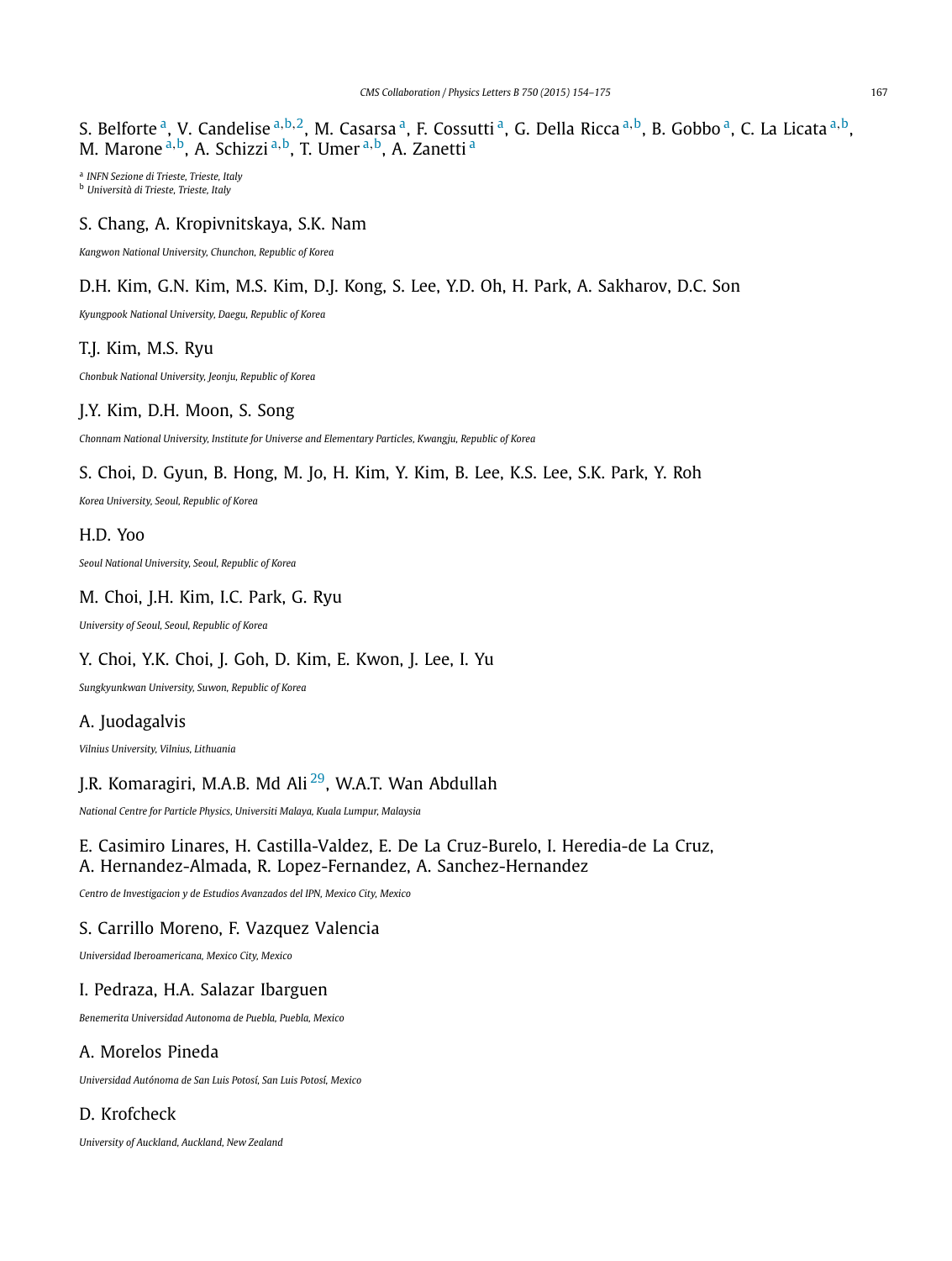S. Belforte [a], V. Candelise [a,b,2], M. Casarsa [a], F. Cossutti [a], G. Della Ricca [a,b], B. Gobbo [a], C. La Licata [a,b], M. Marone [a,b], A. Schizzi [a,b], T. Umer [a,b], A. Zanetti [a]

[a] *INFN Sezione di Trieste, Trieste, Italy*
[b] *Università di Trieste, Trieste, Italy*

S. Chang, A. Kropivnitskaya, S.K. Nam

*Kangwon National University, Chunchon, Republic of Korea*

D.H. Kim, G.N. Kim, M.S. Kim, D.J. Kong, S. Lee, Y.D. Oh, H. Park, A. Sakharov, D.C. Son

*Kyungpook National University, Daegu, Republic of Korea*

T.J. Kim, M.S. Ryu

*Chonbuk National University, Jeonju, Republic of Korea*

J.Y. Kim, D.H. Moon, S. Song

*Chonnam National University, Institute for Universe and Elementary Particles, Kwangju, Republic of Korea*

S. Choi, D. Gyun, B. Hong, M. Jo, H. Kim, Y. Kim, B. Lee, K.S. Lee, S.K. Park, Y. Roh

*Korea University, Seoul, Republic of Korea*

H.D. Yoo

*Seoul National University, Seoul, Republic of Korea*

M. Choi, J.H. Kim, I.C. Park, G. Ryu

*University of Seoul, Seoul, Republic of Korea*

Y. Choi, Y.K. Choi, J. Goh, D. Kim, E. Kwon, J. Lee, I. Yu

*Sungkyunkwan University, Suwon, Republic of Korea*

A. Juodagalvis

*Vilnius University, Vilnius, Lithuania*

J.R. Komaragiri, M.A.B. Md Ali [29], W.A.T. Wan Abdullah

*National Centre for Particle Physics, Universiti Malaya, Kuala Lumpur, Malaysia*

E. Casimiro Linares, H. Castilla-Valdez, E. De La Cruz-Burelo, I. Heredia-de La Cruz, A. Hernandez-Almada, R. Lopez-Fernandez, A. Sanchez-Hernandez

*Centro de Investigacion y de Estudios Avanzados del IPN, Mexico City, Mexico*

S. Carrillo Moreno, F. Vazquez Valencia

*Universidad Iberoamericana, Mexico City, Mexico*

I. Pedraza, H.A. Salazar Ibarguen

*Benemerita Universidad Autonoma de Puebla, Puebla, Mexico*

A. Morelos Pineda

*Universidad Autónoma de San Luis Potosí, San Luis Potosí, Mexico*

D. Krofcheck

*University of Auckland, Auckland, New Zealand*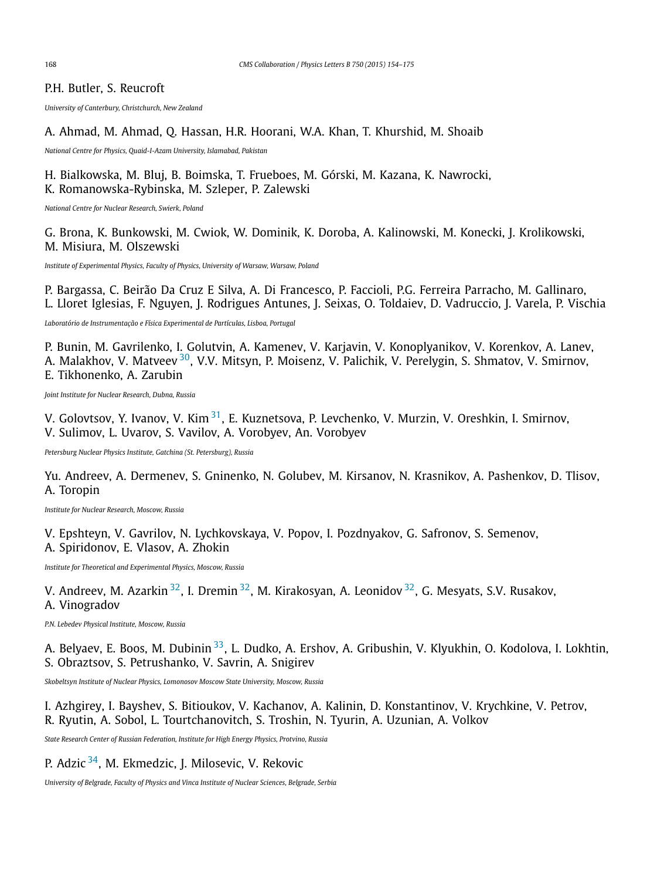P.H. Butler, S. Reucroft

*University of Canterbury, Christchurch, New Zealand*

A. Ahmad, M. Ahmad, Q. Hassan, H.R. Hoorani, W.A. Khan, T. Khurshid, M. Shoaib

*National Centre for Physics, Quaid-I-Azam University, Islamabad, Pakistan*

H. Bialkowska, M. Bluj, B. Boimska, T. Frueboes, M. Górski, M. Kazana, K. Nawrocki, K. Romanowska-Rybinska, M. Szleper, P. Zalewski

*National Centre for Nuclear Research, Swierk, Poland*

G. Brona, K. Bunkowski, M. Cwiok, W. Dominik, K. Doroba, A. Kalinowski, M. Konecki, J. Krolikowski, M. Misiura, M. Olszewski

*Institute of Experimental Physics, Faculty of Physics, University of Warsaw, Warsaw, Poland*

P. Bargassa, C. Beirão Da Cruz E Silva, A. Di Francesco, P. Faccioli, P.G. Ferreira Parracho, M. Gallinaro, L. Lloret Iglesias, F. Nguyen, J. Rodrigues Antunes, J. Seixas, O. Toldaiev, D. Vadruccio, J. Varela, P. Vischia

*Laboratório de Instrumentação e Física Experimental de Partículas, Lisboa, Portugal*

P. Bunin, M. Gavrilenko, I. Golutvin, A. Kamenev, V. Karjavin, V. Konoplyanikov, V. Korenkov, A. Lanev, A. Malakhov, V. Matveev [30], V.V. Mitsyn, P. Moisenz, V. Palichik, V. Perelygin, S. Shmatov, V. Smirnov, E. Tikhonenko, A. Zarubin

*Joint Institute for Nuclear Research, Dubna, Russia*

V. Golovtsov, Y. Ivanov, V. Kim [31], E. Kuznetsova, P. Levchenko, V. Murzin, V. Oreshkin, I. Smirnov, V. Sulimov, L. Uvarov, S. Vavilov, A. Vorobyev, An. Vorobyev

*Petersburg Nuclear Physics Institute, Gatchina (St. Petersburg), Russia*

Yu. Andreev, A. Dermenev, S. Gninenko, N. Golubev, M. Kirsanov, N. Krasnikov, A. Pashenkov, D. Tlisov, A. Toropin

*Institute for Nuclear Research, Moscow, Russia*

V. Epshteyn, V. Gavrilov, N. Lychkovskaya, V. Popov, I. Pozdnyakov, G. Safronov, S. Semenov, A. Spiridonov, E. Vlasov, A. Zhokin

*Institute for Theoretical and Experimental Physics, Moscow, Russia*

V. Andreev, M. Azarkin [32], I. Dremin [32], M. Kirakosyan, A. Leonidov [32], G. Mesyats, S.V. Rusakov, A. Vinogradov

*P.N. Lebedev Physical Institute, Moscow, Russia*

A. Belyaev, E. Boos, M. Dubinin [33], L. Dudko, A. Ershov, A. Gribushin, V. Klyukhin, O. Kodolova, I. Lokhtin, S. Obraztsov, S. Petrushanko, V. Savrin, A. Snigirev

*Skobeltsyn Institute of Nuclear Physics, Lomonosov Moscow State University, Moscow, Russia*

I. Azhgirey, I. Bayshev, S. Bitioukov, V. Kachanov, A. Kalinin, D. Konstantinov, V. Krychkine, V. Petrov, R. Ryutin, A. Sobol, L. Tourtchanovitch, S. Troshin, N. Tyurin, A. Uzunian, A. Volkov

*State Research Center of Russian Federation, Institute for High Energy Physics, Protvino, Russia*

P. Adzic [34], M. Ekmedzic, J. Milosevic, V. Rekovic

*University of Belgrade, Faculty of Physics and Vinca Institute of Nuclear Sciences, Belgrade, Serbia*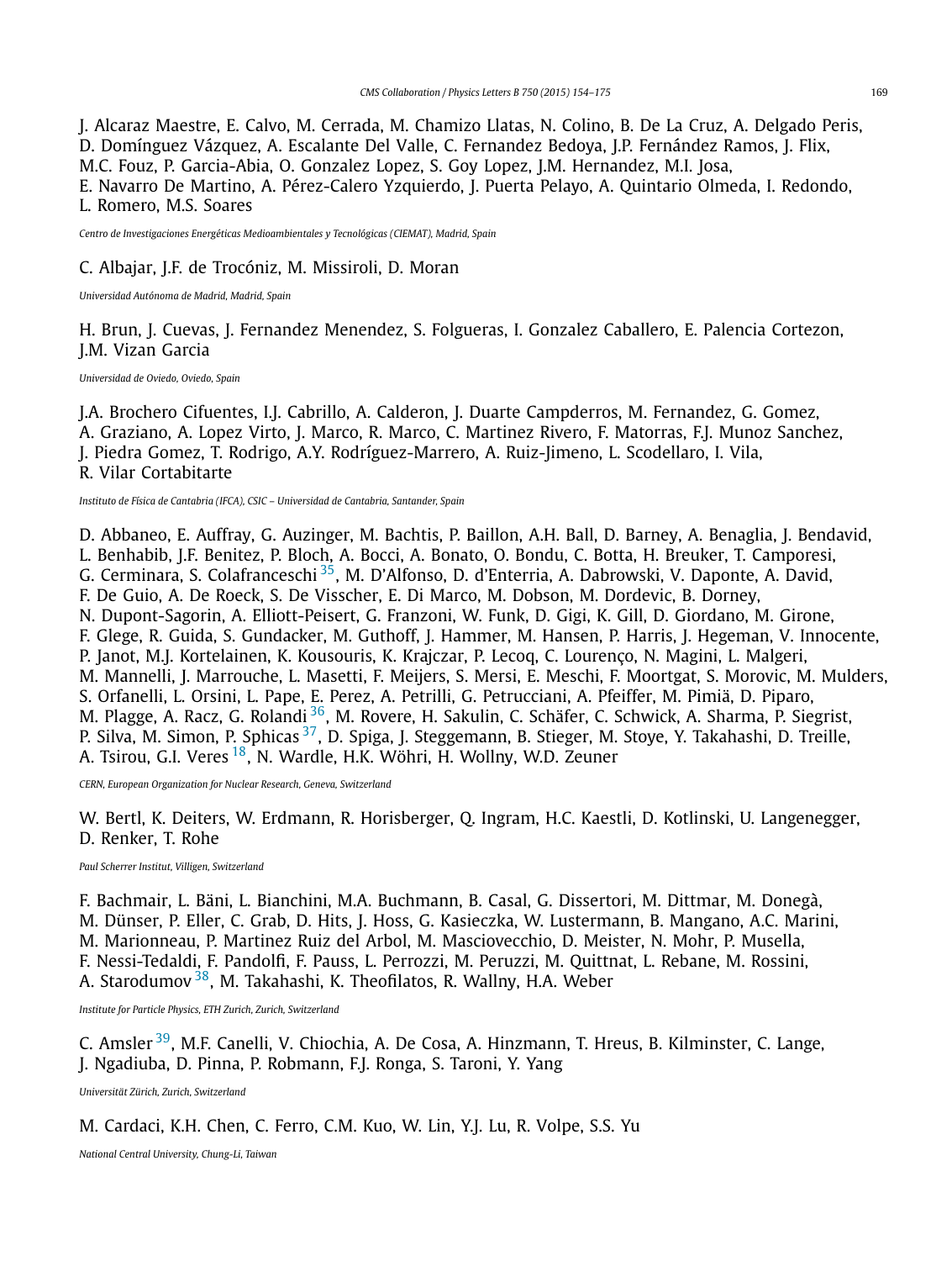J. Alcaraz Maestre, E. Calvo, M. Cerrada, M. Chamizo Llatas, N. Colino, B. De La Cruz, A. Delgado Peris, D. Domínguez Vázquez, A. Escalante Del Valle, C. Fernandez Bedoya, J.P. Fernández Ramos, J. Flix, M.C. Fouz, P. Garcia-Abia, O. Gonzalez Lopez, S. Goy Lopez, J.M. Hernandez, M.I. Josa, E. Navarro De Martino, A. Pérez-Calero Yzquierdo, J. Puerta Pelayo, A. Quintario Olmeda, I. Redondo, L. Romero, M.S. Soares

*Centro de Investigaciones Energéticas Medioambientales y Tecnológicas (CIEMAT), Madrid, Spain*

C. Albajar, J.F. de Trocóniz, M. Missiroli, D. Moran

*Universidad Autónoma de Madrid, Madrid, Spain*

H. Brun, J. Cuevas, J. Fernandez Menendez, S. Folgueras, I. Gonzalez Caballero, E. Palencia Cortezon, J.M. Vizan Garcia

*Universidad de Oviedo, Oviedo, Spain*

J.A. Brochero Cifuentes, I.J. Cabrillo, A. Calderon, J. Duarte Campderros, M. Fernandez, G. Gomez, A. Graziano, A. Lopez Virto, J. Marco, R. Marco, C. Martinez Rivero, F. Matorras, F.J. Munoz Sanchez, J. Piedra Gomez, T. Rodrigo, A.Y. Rodríguez-Marrero, A. Ruiz-Jimeno, L. Scodellaro, I. Vila, R. Vilar Cortabitarte

*Instituto de Física de Cantabria (IFCA), CSIC – Universidad de Cantabria, Santander, Spain*

D. Abbaneo, E. Auffray, G. Auzinger, M. Bachtis, P. Baillon, A.H. Ball, D. Barney, A. Benaglia, J. Bendavid, L. Benhabib, J.F. Benitez, P. Bloch, A. Bocci, A. Bonato, O. Bondu, C. Botta, H. Breuker, T. Camporesi, G. Cerminara, S. Colafranceschi [35], M. D'Alfonso, D. d'Enterria, A. Dabrowski, V. Daponte, A. David, F. De Guio, A. De Roeck, S. De Visscher, E. Di Marco, M. Dobson, M. Dordevic, B. Dorney, N. Dupont-Sagorin, A. Elliott-Peisert, G. Franzoni, W. Funk, D. Gigi, K. Gill, D. Giordano, M. Girone, F. Glege, R. Guida, S. Gundacker, M. Guthoff, J. Hammer, M. Hansen, P. Harris, J. Hegeman, V. Innocente, P. Janot, M.J. Kortelainen, K. Kousouris, K. Krajczar, P. Lecoq, C. Lourenço, N. Magini, L. Malgeri, M. Mannelli, J. Marrouche, L. Masetti, F. Meijers, S. Mersi, E. Meschi, F. Moortgat, S. Morovic, M. Mulders, S. Orfanelli, L. Orsini, L. Pape, E. Perez, A. Petrilli, G. Petrucciani, A. Pfeiffer, M. Pimiä, D. Piparo, M. Plagge, A. Racz, G. Rolandi [36], M. Rovere, H. Sakulin, C. Schäfer, C. Schwick, A. Sharma, P. Siegrist, P. Silva, M. Simon, P. Sphicas [37], D. Spiga, J. Steggemann, B. Stieger, M. Stoye, Y. Takahashi, D. Treille, A. Tsirou, G.I. Veres [18], N. Wardle, H.K. Wöhri, H. Wollny, W.D. Zeuner

*CERN, European Organization for Nuclear Research, Geneva, Switzerland*

W. Bertl, K. Deiters, W. Erdmann, R. Horisberger, Q. Ingram, H.C. Kaestli, D. Kotlinski, U. Langenegger, D. Renker, T. Rohe

*Paul Scherrer Institut, Villigen, Switzerland*

F. Bachmair, L. Bäni, L. Bianchini, M.A. Buchmann, B. Casal, G. Dissertori, M. Dittmar, M. Donegà, M. Dünser, P. Eller, C. Grab, D. Hits, J. Hoss, G. Kasieczka, W. Lustermann, B. Mangano, A.C. Marini, M. Marionneau, P. Martinez Ruiz del Arbol, M. Masciovecchio, D. Meister, N. Mohr, P. Musella, F. Nessi-Tedaldi, F. Pandolfi, F. Pauss, L. Perrozzi, M. Peruzzi, M. Quittnat, L. Rebane, M. Rossini, A. Starodumov [38], M. Takahashi, K. Theofilatos, R. Wallny, H.A. Weber

*Institute for Particle Physics, ETH Zurich, Zurich, Switzerland*

C. Amsler [39], M.F. Canelli, V. Chiochia, A. De Cosa, A. Hinzmann, T. Hreus, B. Kilminster, C. Lange, J. Ngadiuba, D. Pinna, P. Robmann, F.J. Ronga, S. Taroni, Y. Yang

*Universität Zürich, Zurich, Switzerland*

M. Cardaci, K.H. Chen, C. Ferro, C.M. Kuo, W. Lin, Y.J. Lu, R. Volpe, S.S. Yu

*National Central University, Chung-Li, Taiwan*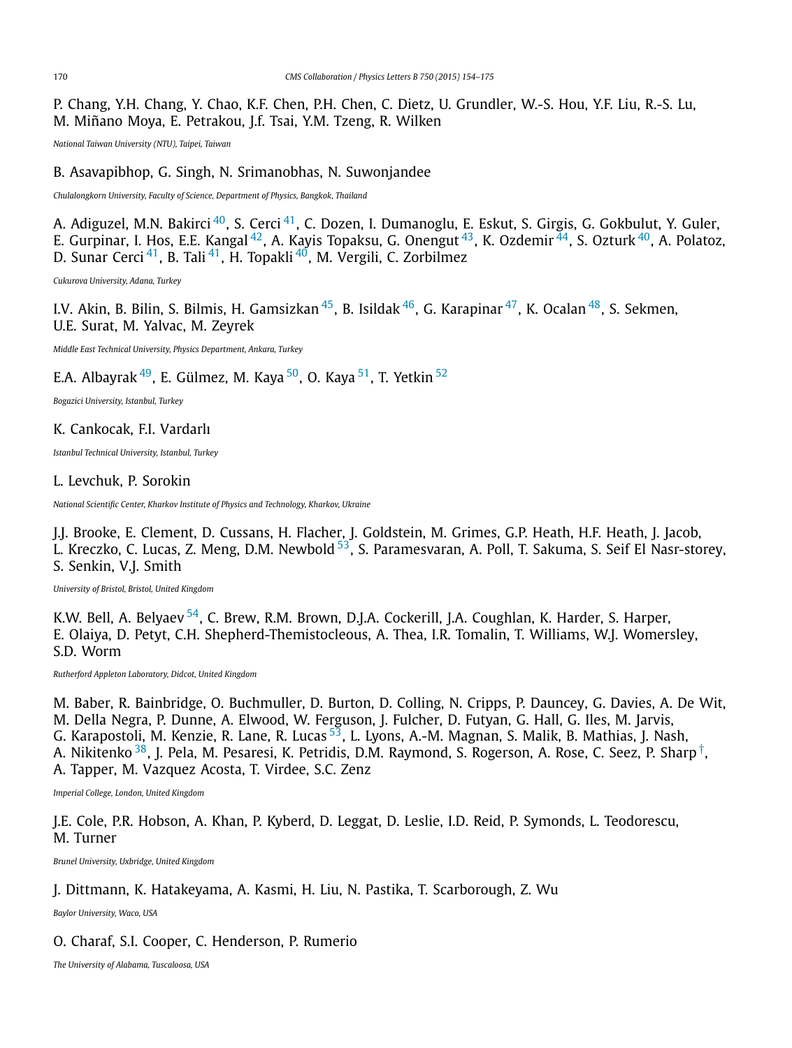P. Chang, Y.H. Chang, Y. Chao, K.F. Chen, P.H. Chen, C. Dietz, U. Grundler, W.-S. Hou, Y.F. Liu, R.-S. Lu, M. Miñano Moya, E. Petrakou, J.f. Tsai, Y.M. Tzeng, R. Wilken

*National Taiwan University (NTU), Taipei, Taiwan*

B. Asavapibhop, G. Singh, N. Srimanobhas, N. Suwonjandee

*Chulalongkorn University, Faculty of Science, Department of Physics, Bangkok, Thailand*

A. Adiguzel, M.N. Bakirci [40], S. Cerci [41], C. Dozen, I. Dumanoglu, E. Eskut, S. Girgis, G. Gokbulut, Y. Guler, E. Gurpinar, I. Hos, E.E. Kangal [42], A. Kayis Topaksu, G. Onengut [43], K. Ozdemir [44], S. Ozturk [40], A. Polatoz, D. Sunar Cerci [41], B. Tali [41], H. Topakli [40], M. Vergili, C. Zorbilmez

*Cukurova University, Adana, Turkey*

I.V. Akin, B. Bilin, S. Bilmis, H. Gamsizkan [45], B. Isildak [46], G. Karapinar [47], K. Ocalan [48], S. Sekmen, U.E. Surat, M. Yalvac, M. Zeyrek

*Middle East Technical University, Physics Department, Ankara, Turkey*

E.A. Albayrak [49], E. Gülmez, M. Kaya [50], O. Kaya [51], T. Yetkin [52]

*Bogazici University, Istanbul, Turkey*

K. Cankocak, F.I. Vardarlı

*Istanbul Technical University, Istanbul, Turkey*

L. Levchuk, P. Sorokin

*National Scientific Center, Kharkov Institute of Physics and Technology, Kharkov, Ukraine*

J.J. Brooke, E. Clement, D. Cussans, H. Flacher, J. Goldstein, M. Grimes, G.P. Heath, H.F. Heath, J. Jacob, L. Kreczko, C. Lucas, Z. Meng, D.M. Newbold [53], S. Paramesvaran, A. Poll, T. Sakuma, S. Seif El Nasr-storey, S. Senkin, V.J. Smith

*University of Bristol, Bristol, United Kingdom*

K.W. Bell, A. Belyaev [54], C. Brew, R.M. Brown, D.J.A. Cockerill, J.A. Coughlan, K. Harder, S. Harper, E. Olaiya, D. Petyt, C.H. Shepherd-Themistocleous, A. Thea, I.R. Tomalin, T. Williams, W.J. Womersley, S.D. Worm

*Rutherford Appleton Laboratory, Didcot, United Kingdom*

M. Baber, R. Bainbridge, O. Buchmuller, D. Burton, D. Colling, N. Cripps, P. Dauncey, G. Davies, A. De Wit, M. Della Negra, P. Dunne, A. Elwood, W. Ferguson, J. Fulcher, D. Futyan, G. Hall, G. Iles, M. Jarvis, G. Karapostoli, M. Kenzie, R. Lane, R. Lucas [53], L. Lyons, A.-M. Magnan, S. Malik, B. Mathias, J. Nash, A. Nikitenko [38], J. Pela, M. Pesaresi, K. Petridis, D.M. Raymond, S. Rogerson, A. Rose, C. Seez, P. Sharp [†], A. Tapper, M. Vazquez Acosta, T. Virdee, S.C. Zenz

*Imperial College, London, United Kingdom*

J.E. Cole, P.R. Hobson, A. Khan, P. Kyberd, D. Leggat, D. Leslie, I.D. Reid, P. Symonds, L. Teodorescu, M. Turner

*Brunel University, Uxbridge, United Kingdom*

J. Dittmann, K. Hatakeyama, A. Kasmi, H. Liu, N. Pastika, T. Scarborough, Z. Wu

*Baylor University, Waco, USA*

O. Charaf, S.I. Cooper, C. Henderson, P. Rumerio

*The University of Alabama, Tuscaloosa, USA*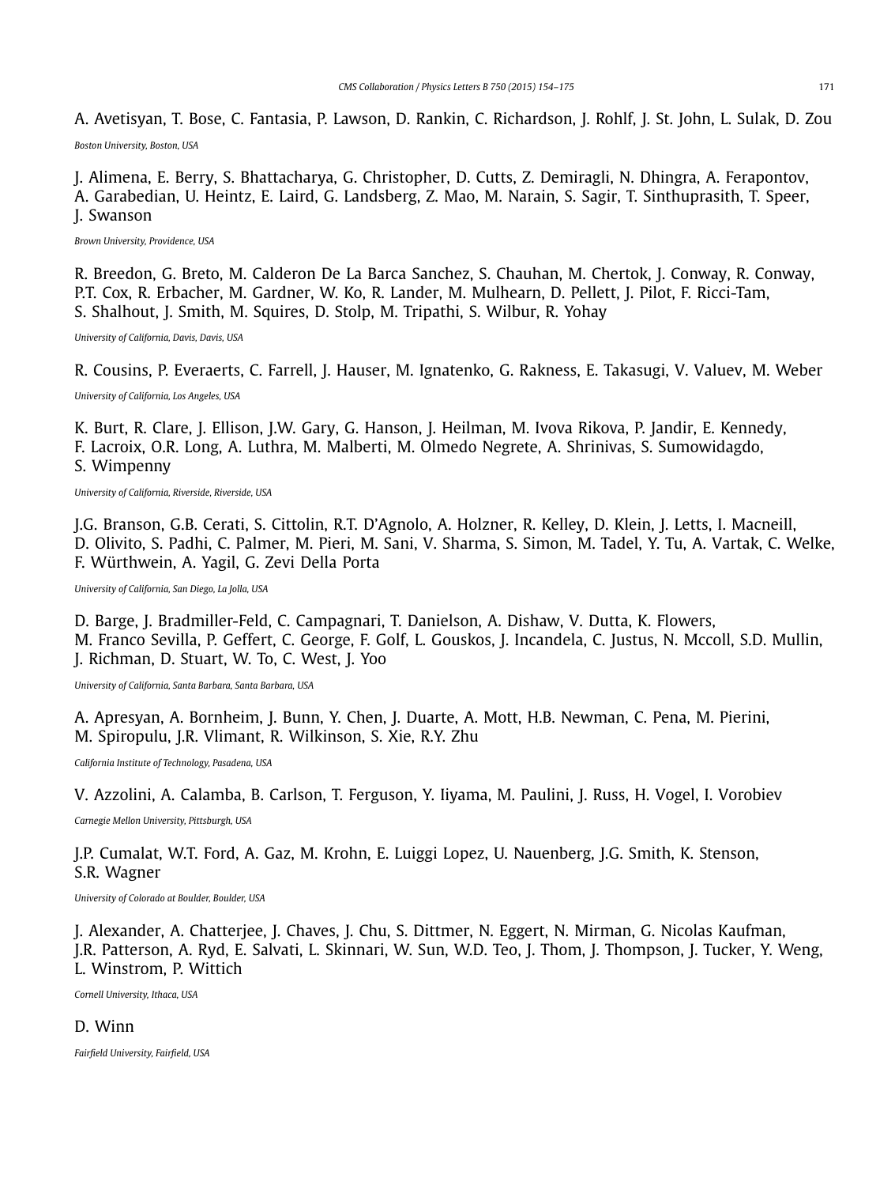A. Avetisyan, T. Bose, C. Fantasia, P. Lawson, D. Rankin, C. Richardson, J. Rohlf, J. St. John, L. Sulak, D. Zou

*Boston University, Boston, USA*

J. Alimena, E. Berry, S. Bhattacharya, G. Christopher, D. Cutts, Z. Demiragli, N. Dhingra, A. Ferapontov, A. Garabedian, U. Heintz, E. Laird, G. Landsberg, Z. Mao, M. Narain, S. Sagir, T. Sinthuprasith, T. Speer, J. Swanson

*Brown University, Providence, USA*

R. Breedon, G. Breto, M. Calderon De La Barca Sanchez, S. Chauhan, M. Chertok, J. Conway, R. Conway, P.T. Cox, R. Erbacher, M. Gardner, W. Ko, R. Lander, M. Mulhearn, D. Pellett, J. Pilot, F. Ricci-Tam, S. Shalhout, J. Smith, M. Squires, D. Stolp, M. Tripathi, S. Wilbur, R. Yohay

*University of California, Davis, Davis, USA*

R. Cousins, P. Everaerts, C. Farrell, J. Hauser, M. Ignatenko, G. Rakness, E. Takasugi, V. Valuev, M. Weber

*University of California, Los Angeles, USA*

K. Burt, R. Clare, J. Ellison, J.W. Gary, G. Hanson, J. Heilman, M. Ivova Rikova, P. Jandir, E. Kennedy, F. Lacroix, O.R. Long, A. Luthra, M. Malberti, M. Olmedo Negrete, A. Shrinivas, S. Sumowidagdo, S. Wimpenny

*University of California, Riverside, Riverside, USA*

J.G. Branson, G.B. Cerati, S. Cittolin, R.T. D'Agnolo, A. Holzner, R. Kelley, D. Klein, J. Letts, I. Macneill, D. Olivito, S. Padhi, C. Palmer, M. Pieri, M. Sani, V. Sharma, S. Simon, M. Tadel, Y. Tu, A. Vartak, C. Welke, F. Würthwein, A. Yagil, G. Zevi Della Porta

*University of California, San Diego, La Jolla, USA*

D. Barge, J. Bradmiller-Feld, C. Campagnari, T. Danielson, A. Dishaw, V. Dutta, K. Flowers, M. Franco Sevilla, P. Geffert, C. George, F. Golf, L. Gouskos, J. Incandela, C. Justus, N. Mccoll, S.D. Mullin, J. Richman, D. Stuart, W. To, C. West, J. Yoo

*University of California, Santa Barbara, Santa Barbara, USA*

A. Apresyan, A. Bornheim, J. Bunn, Y. Chen, J. Duarte, A. Mott, H.B. Newman, C. Pena, M. Pierini, M. Spiropulu, J.R. Vlimant, R. Wilkinson, S. Xie, R.Y. Zhu

*California Institute of Technology, Pasadena, USA*

V. Azzolini, A. Calamba, B. Carlson, T. Ferguson, Y. Iiyama, M. Paulini, J. Russ, H. Vogel, I. Vorobiev

*Carnegie Mellon University, Pittsburgh, USA*

J.P. Cumalat, W.T. Ford, A. Gaz, M. Krohn, E. Luiggi Lopez, U. Nauenberg, J.G. Smith, K. Stenson, S.R. Wagner

*University of Colorado at Boulder, Boulder, USA*

J. Alexander, A. Chatterjee, J. Chaves, J. Chu, S. Dittmer, N. Eggert, N. Mirman, G. Nicolas Kaufman, J.R. Patterson, A. Ryd, E. Salvati, L. Skinnari, W. Sun, W.D. Teo, J. Thom, J. Thompson, J. Tucker, Y. Weng, L. Winstrom, P. Wittich

*Cornell University, Ithaca, USA*

D. Winn

*Fairfield University, Fairfield, USA*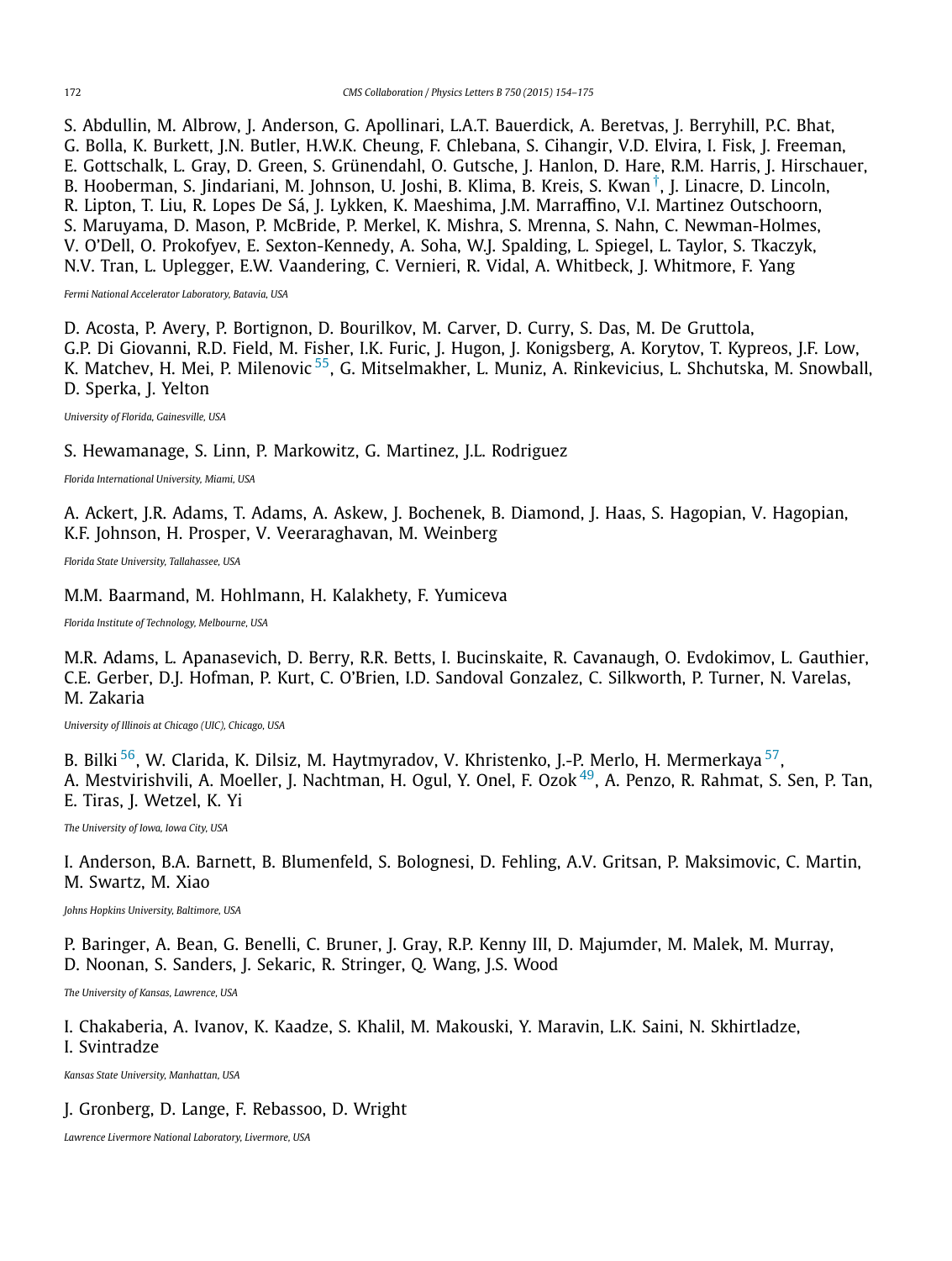S. Abdullin, M. Albrow, J. Anderson, G. Apollinari, L.A.T. Bauerdick, A. Beretvas, J. Berryhill, P.C. Bhat, G. Bolla, K. Burkett, J.N. Butler, H.W.K. Cheung, F. Chlebana, S. Cihangir, V.D. Elvira, I. Fisk, J. Freeman, E. Gottschalk, L. Gray, D. Green, S. Grünendahl, O. Gutsche, J. Hanlon, D. Hare, R.M. Harris, J. Hirschauer, B. Hooberman, S. Jindariani, M. Johnson, U. Joshi, B. Klima, B. Kreis, S. Kwan[†], J. Linacre, D. Lincoln, R. Lipton, T. Liu, R. Lopes De Sá, J. Lykken, K. Maeshima, J.M. Marraffino, V.I. Martinez Outschoorn, S. Maruyama, D. Mason, P. McBride, P. Merkel, K. Mishra, S. Mrenna, S. Nahn, C. Newman-Holmes, V. O'Dell, O. Prokofyev, E. Sexton-Kennedy, A. Soha, W.J. Spalding, L. Spiegel, L. Taylor, S. Tkaczyk, N.V. Tran, L. Uplegger, E.W. Vaandering, C. Vernieri, R. Vidal, A. Whitbeck, J. Whitmore, F. Yang

*Fermi National Accelerator Laboratory, Batavia, USA*

D. Acosta, P. Avery, P. Bortignon, D. Bourilkov, M. Carver, D. Curry, S. Das, M. De Gruttola, G.P. Di Giovanni, R.D. Field, M. Fisher, I.K. Furic, J. Hugon, J. Konigsberg, A. Korytov, T. Kypreos, J.F. Low, K. Matchev, H. Mei, P. Milenovic[55], G. Mitselmakher, L. Muniz, A. Rinkevicius, L. Shchutska, M. Snowball, D. Sperka, J. Yelton

*University of Florida, Gainesville, USA*

S. Hewamanage, S. Linn, P. Markowitz, G. Martinez, J.L. Rodriguez

*Florida International University, Miami, USA*

A. Ackert, J.R. Adams, T. Adams, A. Askew, J. Bochenek, B. Diamond, J. Haas, S. Hagopian, V. Hagopian, K.F. Johnson, H. Prosper, V. Veeraraghavan, M. Weinberg

*Florida State University, Tallahassee, USA*

M.M. Baarmand, M. Hohlmann, H. Kalakhety, F. Yumiceva

*Florida Institute of Technology, Melbourne, USA*

M.R. Adams, L. Apanasevich, D. Berry, R.R. Betts, I. Bucinskaite, R. Cavanaugh, O. Evdokimov, L. Gauthier, C.E. Gerber, D.J. Hofman, P. Kurt, C. O'Brien, I.D. Sandoval Gonzalez, C. Silkworth, P. Turner, N. Varelas, M. Zakaria

*University of Illinois at Chicago (UIC), Chicago, USA*

B. Bilki[56], W. Clarida, K. Dilsiz, M. Haytmyradov, V. Khristenko, J.-P. Merlo, H. Mermerkaya[57], A. Mestvirishvili, A. Moeller, J. Nachtman, H. Ogul, Y. Onel, F. Ozok[49], A. Penzo, R. Rahmat, S. Sen, P. Tan, E. Tiras, J. Wetzel, K. Yi

*The University of Iowa, Iowa City, USA*

I. Anderson, B.A. Barnett, B. Blumenfeld, S. Bolognesi, D. Fehling, A.V. Gritsan, P. Maksimovic, C. Martin, M. Swartz, M. Xiao

*Johns Hopkins University, Baltimore, USA*

P. Baringer, A. Bean, G. Benelli, C. Bruner, J. Gray, R.P. Kenny III, D. Majumder, M. Malek, M. Murray, D. Noonan, S. Sanders, J. Sekaric, R. Stringer, Q. Wang, J.S. Wood

*The University of Kansas, Lawrence, USA*

I. Chakaberia, A. Ivanov, K. Kaadze, S. Khalil, M. Makouski, Y. Maravin, L.K. Saini, N. Skhirtladze, I. Svintradze

*Kansas State University, Manhattan, USA*

J. Gronberg, D. Lange, F. Rebassoo, D. Wright

*Lawrence Livermore National Laboratory, Livermore, USA*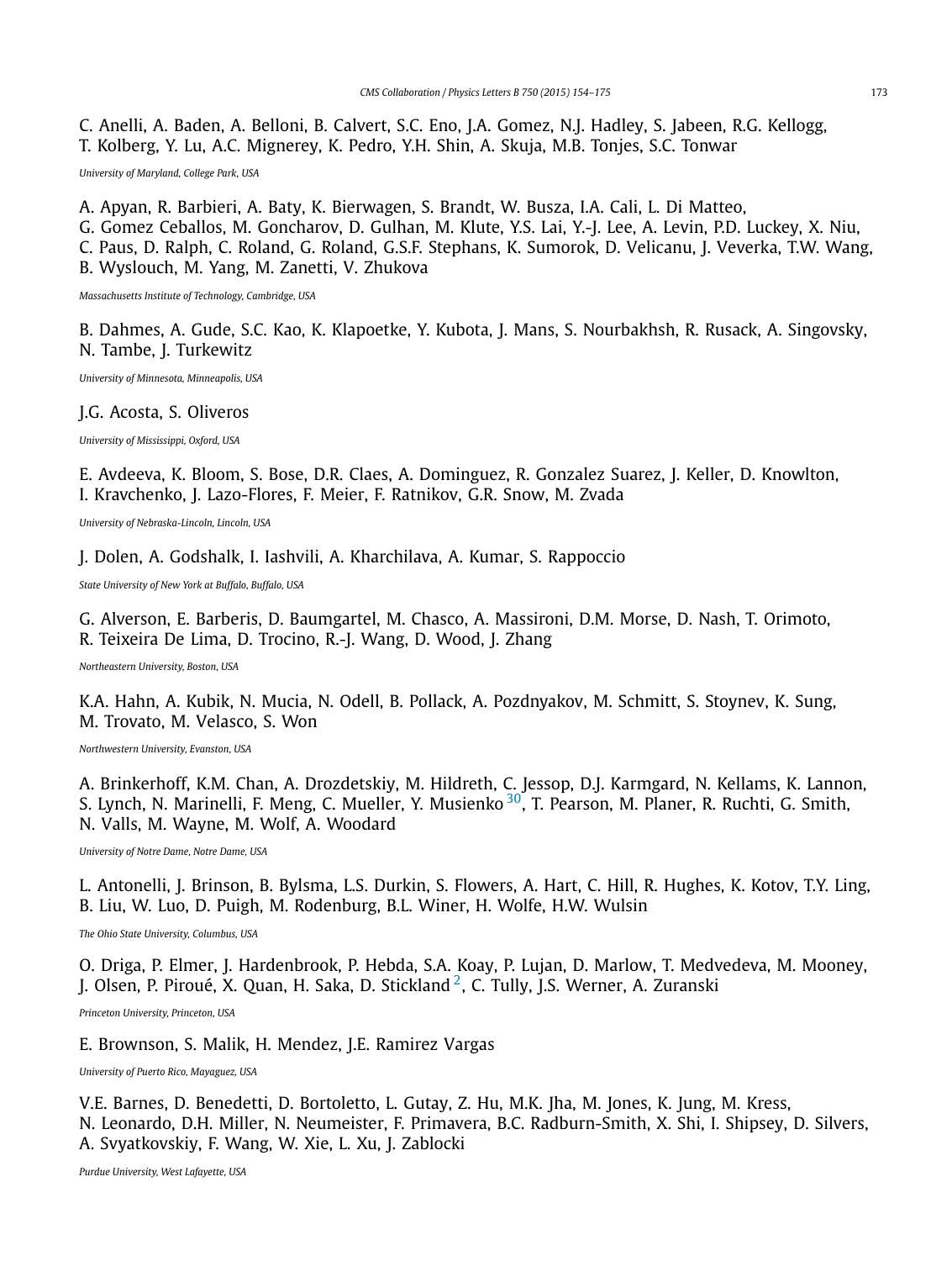C. Anelli, A. Baden, A. Belloni, B. Calvert, S.C. Eno, J.A. Gomez, N.J. Hadley, S. Jabeen, R.G. Kellogg, T. Kolberg, Y. Lu, A.C. Mignerey, K. Pedro, Y.H. Shin, A. Skuja, M.B. Tonjes, S.C. Tonwar

*University of Maryland, College Park, USA*

A. Apyan, R. Barbieri, A. Baty, K. Bierwagen, S. Brandt, W. Busza, I.A. Cali, L. Di Matteo, G. Gomez Ceballos, M. Goncharov, D. Gulhan, M. Klute, Y.S. Lai, Y.-J. Lee, A. Levin, P.D. Luckey, X. Niu, C. Paus, D. Ralph, C. Roland, G. Roland, G.S.F. Stephans, K. Sumorok, D. Velicanu, J. Veverka, T.W. Wang, B. Wyslouch, M. Yang, M. Zanetti, V. Zhukova

*Massachusetts Institute of Technology, Cambridge, USA*

B. Dahmes, A. Gude, S.C. Kao, K. Klapoetke, Y. Kubota, J. Mans, S. Nourbakhsh, R. Rusack, A. Singovsky, N. Tambe, J. Turkewitz

*University of Minnesota, Minneapolis, USA*

J.G. Acosta, S. Oliveros

*University of Mississippi, Oxford, USA*

E. Avdeeva, K. Bloom, S. Bose, D.R. Claes, A. Dominguez, R. Gonzalez Suarez, J. Keller, D. Knowlton, I. Kravchenko, J. Lazo-Flores, F. Meier, F. Ratnikov, G.R. Snow, M. Zvada

*University of Nebraska-Lincoln, Lincoln, USA*

J. Dolen, A. Godshalk, I. Iashvili, A. Kharchilava, A. Kumar, S. Rappoccio

*State University of New York at Buffalo, Buffalo, USA*

G. Alverson, E. Barberis, D. Baumgartel, M. Chasco, A. Massironi, D.M. Morse, D. Nash, T. Orimoto, R. Teixeira De Lima, D. Trocino, R.-J. Wang, D. Wood, J. Zhang

*Northeastern University, Boston, USA*

K.A. Hahn, A. Kubik, N. Mucia, N. Odell, B. Pollack, A. Pozdnyakov, M. Schmitt, S. Stoynev, K. Sung, M. Trovato, M. Velasco, S. Won

*Northwestern University, Evanston, USA*

A. Brinkerhoff, K.M. Chan, A. Drozdetskiy, M. Hildreth, C. Jessop, D.J. Karmgard, N. Kellams, K. Lannon, S. Lynch, N. Marinelli, F. Meng, C. Mueller, Y. Musienko [30], T. Pearson, M. Planer, R. Ruchti, G. Smith, N. Valls, M. Wayne, M. Wolf, A. Woodard

*University of Notre Dame, Notre Dame, USA*

L. Antonelli, J. Brinson, B. Bylsma, L.S. Durkin, S. Flowers, A. Hart, C. Hill, R. Hughes, K. Kotov, T.Y. Ling, B. Liu, W. Luo, D. Puigh, M. Rodenburg, B.L. Winer, H. Wolfe, H.W. Wulsin

*The Ohio State University, Columbus, USA*

O. Driga, P. Elmer, J. Hardenbrook, P. Hebda, S.A. Koay, P. Lujan, D. Marlow, T. Medvedeva, M. Mooney, J. Olsen, P. Piroué, X. Quan, H. Saka, D. Stickland [2], C. Tully, J.S. Werner, A. Zuranski

*Princeton University, Princeton, USA*

E. Brownson, S. Malik, H. Mendez, J.E. Ramirez Vargas

*University of Puerto Rico, Mayaguez, USA*

V.E. Barnes, D. Benedetti, D. Bortoletto, L. Gutay, Z. Hu, M.K. Jha, M. Jones, K. Jung, M. Kress, N. Leonardo, D.H. Miller, N. Neumeister, F. Primavera, B.C. Radburn-Smith, X. Shi, I. Shipsey, D. Silvers, A. Svyatkovskiy, F. Wang, W. Xie, L. Xu, J. Zablocki

*Purdue University, West Lafayette, USA*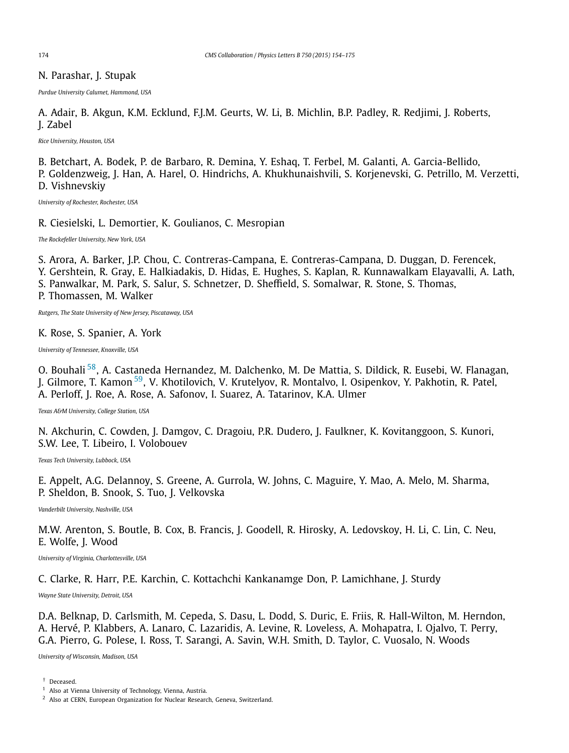N. Parashar, J. Stupak

*Purdue University Calumet, Hammond, USA*

A. Adair, B. Akgun, K.M. Ecklund, F.J.M. Geurts, W. Li, B. Michlin, B.P. Padley, R. Redjimi, J. Roberts, J. Zabel

*Rice University, Houston, USA*

B. Betchart, A. Bodek, P. de Barbaro, R. Demina, Y. Eshaq, T. Ferbel, M. Galanti, A. Garcia-Bellido, P. Goldenzweig, J. Han, A. Harel, O. Hindrichs, A. Khukhunaishvili, S. Korjenevski, G. Petrillo, M. Verzetti, D. Vishnevskiy

*University of Rochester, Rochester, USA*

R. Ciesielski, L. Demortier, K. Goulianos, C. Mesropian

*The Rockefeller University, New York, USA*

S. Arora, A. Barker, J.P. Chou, C. Contreras-Campana, E. Contreras-Campana, D. Duggan, D. Ferencek, Y. Gershtein, R. Gray, E. Halkiadakis, D. Hidas, E. Hughes, S. Kaplan, R. Kunnawalkam Elayavalli, A. Lath, S. Panwalkar, M. Park, S. Salur, S. Schnetzer, D. Sheffield, S. Somalwar, R. Stone, S. Thomas, P. Thomassen, M. Walker

*Rutgers, The State University of New Jersey, Piscataway, USA*

K. Rose, S. Spanier, A. York

*University of Tennessee, Knoxville, USA*

O. Bouhali [58], A. Castaneda Hernandez, M. Dalchenko, M. De Mattia, S. Dildick, R. Eusebi, W. Flanagan, J. Gilmore, T. Kamon [59], V. Khotilovich, V. Krutelyov, R. Montalvo, I. Osipenkov, Y. Pakhotin, R. Patel, A. Perloff, J. Roe, A. Rose, A. Safonov, I. Suarez, A. Tatarinov, K.A. Ulmer

*Texas A&M University, College Station, USA*

N. Akchurin, C. Cowden, J. Damgov, C. Dragoiu, P.R. Dudero, J. Faulkner, K. Kovitanggoon, S. Kunori, S.W. Lee, T. Libeiro, I. Volobouev

*Texas Tech University, Lubbock, USA*

E. Appelt, A.G. Delannoy, S. Greene, A. Gurrola, W. Johns, C. Maguire, Y. Mao, A. Melo, M. Sharma, P. Sheldon, B. Snook, S. Tuo, J. Velkovska

*Vanderbilt University, Nashville, USA*

M.W. Arenton, S. Boutle, B. Cox, B. Francis, J. Goodell, R. Hirosky, A. Ledovskoy, H. Li, C. Lin, C. Neu, E. Wolfe, J. Wood

*University of Virginia, Charlottesville, USA*

C. Clarke, R. Harr, P.E. Karchin, C. Kottachchi Kankanamge Don, P. Lamichhane, J. Sturdy

*Wayne State University, Detroit, USA*

D.A. Belknap, D. Carlsmith, M. Cepeda, S. Dasu, L. Dodd, S. Duric, E. Friis, R. Hall-Wilton, M. Herndon, A. Hervé, P. Klabbers, A. Lanaro, C. Lazaridis, A. Levine, R. Loveless, A. Mohapatra, I. Ojalvo, T. Perry, G.A. Pierro, G. Polese, I. Ross, T. Sarangi, A. Savin, W.H. Smith, D. Taylor, C. Vuosalo, N. Woods

*University of Wisconsin, Madison, USA*

† Deceased.

[1] Also at Vienna University of Technology, Vienna, Austria.

[2] Also at CERN, European Organization for Nuclear Research, Geneva, Switzerland.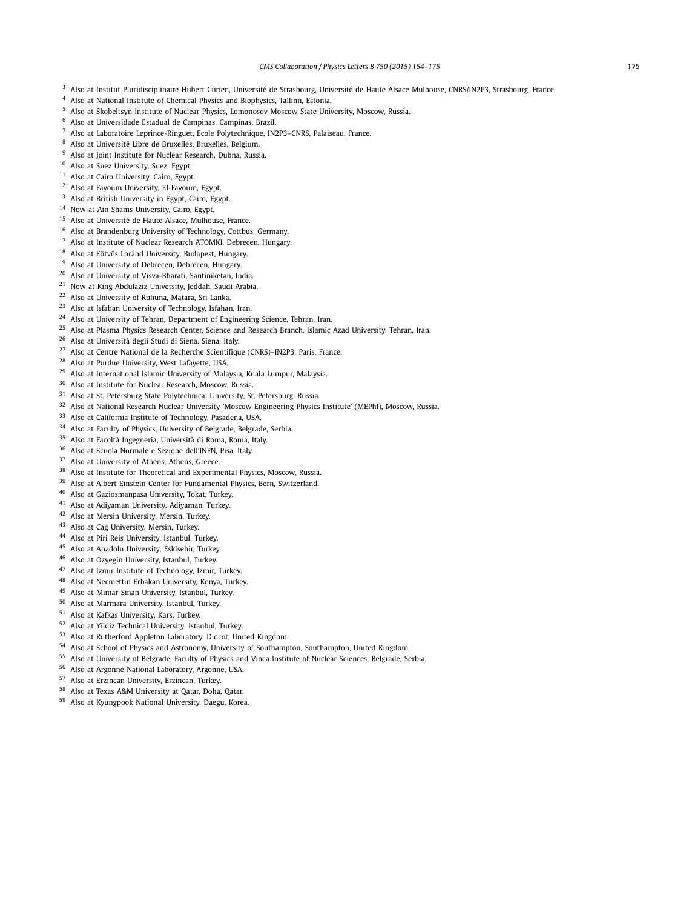[3] Also at Institut Pluridisciplinaire Hubert Curien, Université de Strasbourg, Université de Haute Alsace Mulhouse, CNRS/IN2P3, Strasbourg, France.
[4] Also at National Institute of Chemical Physics and Biophysics, Tallinn, Estonia.
[5] Also at Skobeltsyn Institute of Nuclear Physics, Lomonosov Moscow State University, Moscow, Russia.
[6] Also at Universidade Estadual de Campinas, Campinas, Brazil.
[7] Also at Laboratoire Leprince-Ringuet, Ecole Polytechnique, IN2P3–CNRS, Palaiseau, France.
[8] Also at Université Libre de Bruxelles, Bruxelles, Belgium.
[9] Also at Joint Institute for Nuclear Research, Dubna, Russia.
[10] Also at Suez University, Suez, Egypt.
[11] Also at Cairo University, Cairo, Egypt.
[12] Also at Fayoum University, El-Fayoum, Egypt.
[13] Also at British University in Egypt, Cairo, Egypt.
[14] Now at Ain Shams University, Cairo, Egypt.
[15] Also at Université de Haute Alsace, Mulhouse, France.
[16] Also at Brandenburg University of Technology, Cottbus, Germany.
[17] Also at Institute of Nuclear Research ATOMKI, Debrecen, Hungary.
[18] Also at Eötvös Loránd University, Budapest, Hungary.
[19] Also at University of Debrecen, Debrecen, Hungary.
[20] Also at University of Visva-Bharati, Santiniketan, India.
[21] Now at King Abdulaziz University, Jeddah, Saudi Arabia.
[22] Also at University of Ruhuna, Matara, Sri Lanka.
[23] Also at Isfahan University of Technology, Isfahan, Iran.
[24] Also at University of Tehran, Department of Engineering Science, Tehran, Iran.
[25] Also at Plasma Physics Research Center, Science and Research Branch, Islamic Azad University, Tehran, Iran.
[26] Also at Università degli Studi di Siena, Siena, Italy.
[27] Also at Centre National de la Recherche Scientifique (CNRS)–IN2P3, Paris, France.
[28] Also at Purdue University, West Lafayette, USA.
[29] Also at International Islamic University of Malaysia, Kuala Lumpur, Malaysia.
[30] Also at Institute for Nuclear Research, Moscow, Russia.
[31] Also at St. Petersburg State Polytechnical University, St. Petersburg, Russia.
[32] Also at National Research Nuclear University 'Moscow Engineering Physics Institute' (MEPhI), Moscow, Russia.
[33] Also at California Institute of Technology, Pasadena, USA.
[34] Also at Faculty of Physics, University of Belgrade, Belgrade, Serbia.
[35] Also at Facoltà Ingegneria, Università di Roma, Roma, Italy.
[36] Also at Scuola Normale e Sezione dell'INFN, Pisa, Italy.
[37] Also at University of Athens, Athens, Greece.
[38] Also at Institute for Theoretical and Experimental Physics, Moscow, Russia.
[39] Also at Albert Einstein Center for Fundamental Physics, Bern, Switzerland.
[40] Also at Gaziosmanpasa University, Tokat, Turkey.
[41] Also at Adiyaman University, Adiyaman, Turkey.
[42] Also at Mersin University, Mersin, Turkey.
[43] Also at Cag University, Mersin, Turkey.
[44] Also at Piri Reis University, Istanbul, Turkey.
[45] Also at Anadolu University, Eskisehir, Turkey.
[46] Also at Ozyegin University, Istanbul, Turkey.
[47] Also at Izmir Institute of Technology, Izmir, Turkey.
[48] Also at Necmettin Erbakan University, Konya, Turkey.
[49] Also at Mimar Sinan University, Istanbul, Turkey.
[50] Also at Marmara University, Istanbul, Turkey.
[51] Also at Kafkas University, Kars, Turkey.
[52] Also at Yildiz Technical University, Istanbul, Turkey.
[53] Also at Rutherford Appleton Laboratory, Didcot, United Kingdom.
[54] Also at School of Physics and Astronomy, University of Southampton, Southampton, United Kingdom.
[55] Also at University of Belgrade, Faculty of Physics and Vinca Institute of Nuclear Sciences, Belgrade, Serbia.
[56] Also at Argonne National Laboratory, Argonne, USA.
[57] Also at Erzincan University, Erzincan, Turkey.
[58] Also at Texas A&M University at Qatar, Doha, Qatar.
[59] Also at Kyungpook National University, Daegu, Korea.